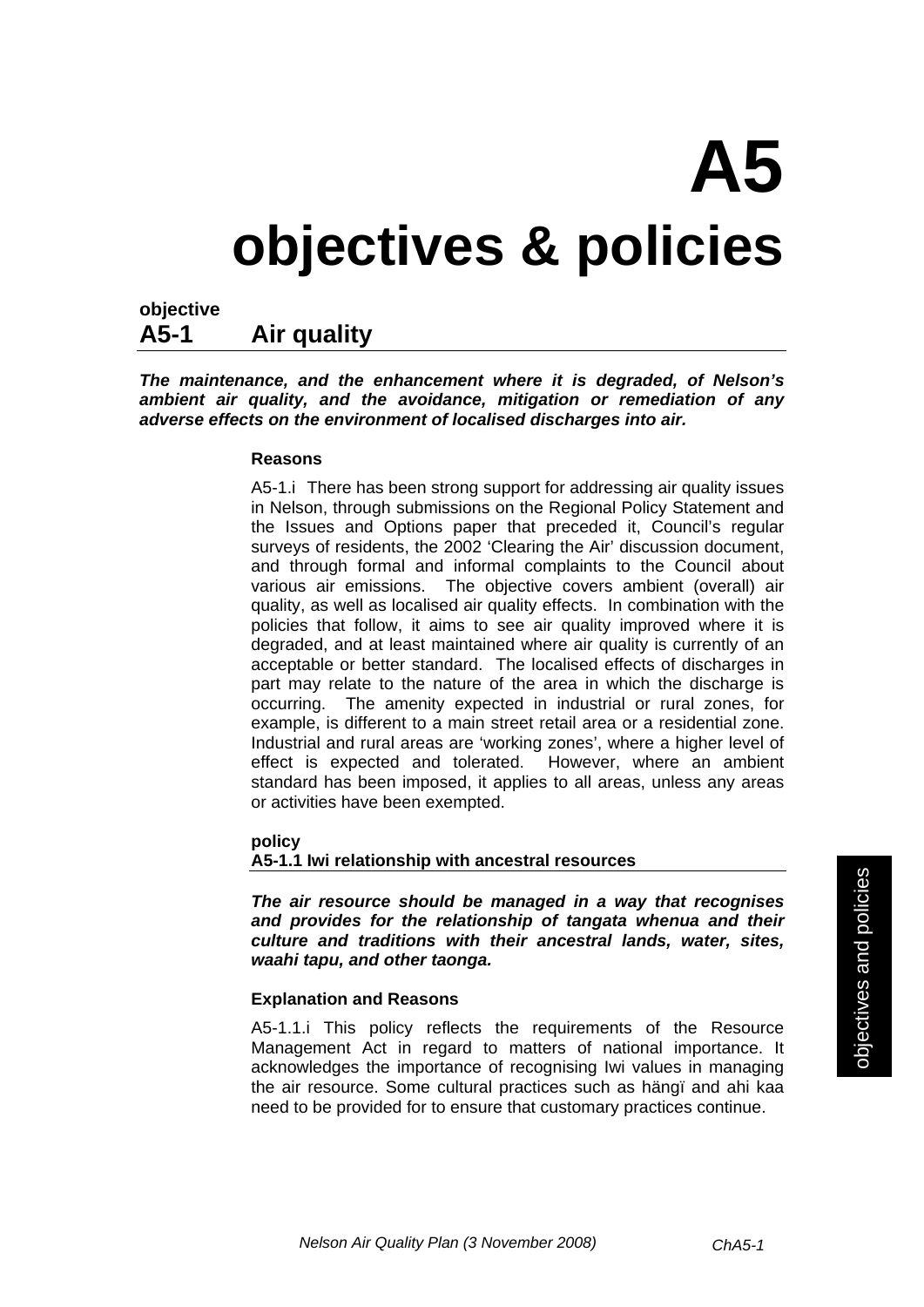# A5 objectives & policies

**objective**

## A5-1 Air quality

***The maintenance, and the enhancement where it is degraded, of Nelson's ambient air quality, and the avoidance, mitigation or remediation of any adverse effects on the environment of localised discharges into air.***

**Reasons**

A5-1.i There has been strong support for addressing air quality issues in Nelson, through submissions on the Regional Policy Statement and the Issues and Options paper that preceded it, Council's regular surveys of residents, the 2002 'Clearing the Air' discussion document, and through formal and informal complaints to the Council about various air emissions. The objective covers ambient (overall) air quality, as well as localised air quality effects. In combination with the policies that follow, it aims to see air quality improved where it is degraded, and at least maintained where air quality is currently of an acceptable or better standard. The localised effects of discharges in part may relate to the nature of the area in which the discharge is occurring. The amenity expected in industrial or rural zones, for example, is different to a main street retail area or a residential zone. Industrial and rural areas are 'working zones', where a higher level of effect is expected and tolerated. However, where an ambient standard has been imposed, it applies to all areas, unless any areas or activities have been exempted.

**policy**

### A5-1.1 Iwi relationship with ancestral resources

***The air resource should be managed in a way that recognises and provides for the relationship of tangata whenua and their culture and traditions with their ancestral lands, water, sites, waahi tapu, and other taonga.***

**Explanation and Reasons**

A5-1.1.i This policy reflects the requirements of the Resource Management Act in regard to matters of national importance. It acknowledges the importance of recognising Iwi values in managing the air resource. Some cultural practices such as hängï and ahi kaa need to be provided for to ensure that customary practices continue.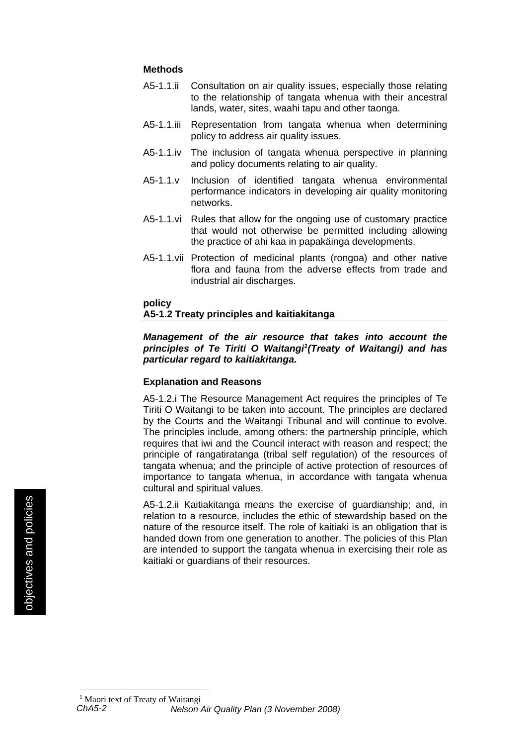**Methods**

A5-1.1.ii Consultation on air quality issues, especially those relating to the relationship of tangata whenua with their ancestral lands, water, sites, waahi tapu and other taonga.

A5-1.1.iii Representation from tangata whenua when determining policy to address air quality issues.

A5-1.1.iv The inclusion of tangata whenua perspective in planning and policy documents relating to air quality.

A5-1.1.v Inclusion of identified tangata whenua environmental performance indicators in developing air quality monitoring networks.

A5-1.1.vi Rules that allow for the ongoing use of customary practice that would not otherwise be permitted including allowing the practice of ahi kaa in papakäinga developments.

A5-1.1.vii Protection of medicinal plants (rongoa) and other native flora and fauna from the adverse effects from trade and industrial air discharges.

**policy**
**A5-1.2 Treaty principles and kaitiakitanga**

***Management of the air resource that takes into account the principles of Te Tiriti O Waitangi[1](Treaty of Waitangi) and has particular regard to kaitiakitanga.***

**Explanation and Reasons**

A5-1.2.i The Resource Management Act requires the principles of Te Tiriti O Waitangi to be taken into account. The principles are declared by the Courts and the Waitangi Tribunal and will continue to evolve. The principles include, among others: the partnership principle, which requires that iwi and the Council interact with reason and respect; the principle of rangatiratanga (tribal self regulation) of the resources of tangata whenua; and the principle of active protection of resources of importance to tangata whenua, in accordance with tangata whenua cultural and spiritual values.

A5-1.2.ii Kaitiakitanga means the exercise of guardianship; and, in relation to a resource, includes the ethic of stewardship based on the nature of the resource itself. The role of kaitiaki is an obligation that is handed down from one generation to another. The policies of this Plan are intended to support the tangata whenua in exercising their role as kaitiaki or guardians of their resources.

[1] Maori text of Treaty of Waitangi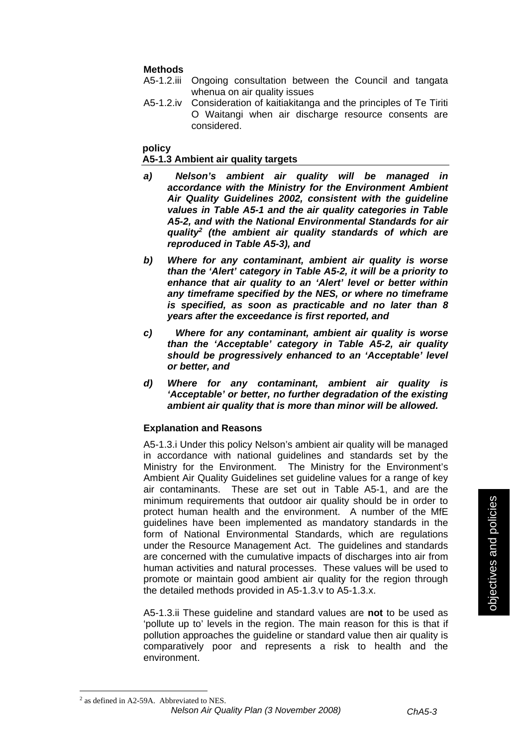**Methods**

A5-1.2.iii Ongoing consultation between the Council and tangata whenua on air quality issues

A5-1.2.iv Consideration of kaitiakitanga and the principles of Te Tiriti O Waitangi when air discharge resource consents are considered.

**policy**

**A5-1.3 Ambient air quality targets**

***a) Nelson's ambient air quality will be managed in accordance with the Ministry for the Environment Ambient Air Quality Guidelines 2002, consistent with the guideline values in Table A5-1 and the air quality categories in Table A5-2, and with the National Environmental Standards for air quality[2] (the ambient air quality standards of which are reproduced in Table A5-3), and***

***b) Where for any contaminant, ambient air quality is worse than the 'Alert' category in Table A5-2, it will be a priority to enhance that air quality to an 'Alert' level or better within any timeframe specified by the NES, or where no timeframe is specified, as soon as practicable and no later than 8 years after the exceedance is first reported, and***

***c) Where for any contaminant, ambient air quality is worse than the 'Acceptable' category in Table A5-2, air quality should be progressively enhanced to an 'Acceptable' level or better, and***

***d) Where for any contaminant, ambient air quality is 'Acceptable' or better, no further degradation of the existing ambient air quality that is more than minor will be allowed.***

**Explanation and Reasons**

A5-1.3.i Under this policy Nelson's ambient air quality will be managed in accordance with national guidelines and standards set by the Ministry for the Environment. The Ministry for the Environment's Ambient Air Quality Guidelines set guideline values for a range of key air contaminants. These are set out in Table A5-1, and are the minimum requirements that outdoor air quality should be in order to protect human health and the environment. A number of the MfE guidelines have been implemented as mandatory standards in the form of National Environmental Standards, which are regulations under the Resource Management Act. The guidelines and standards are concerned with the cumulative impacts of discharges into air from human activities and natural processes. These values will be used to promote or maintain good ambient air quality for the region through the detailed methods provided in A5-1.3.v to A5-1.3.x.

A5-1.3.ii These guideline and standard values are **not** to be used as 'pollute up to' levels in the region. The main reason for this is that if pollution approaches the guideline or standard value then air quality is comparatively poor and represents a risk to health and the environment.

[2] as defined in A2-59A. Abbreviated to NES.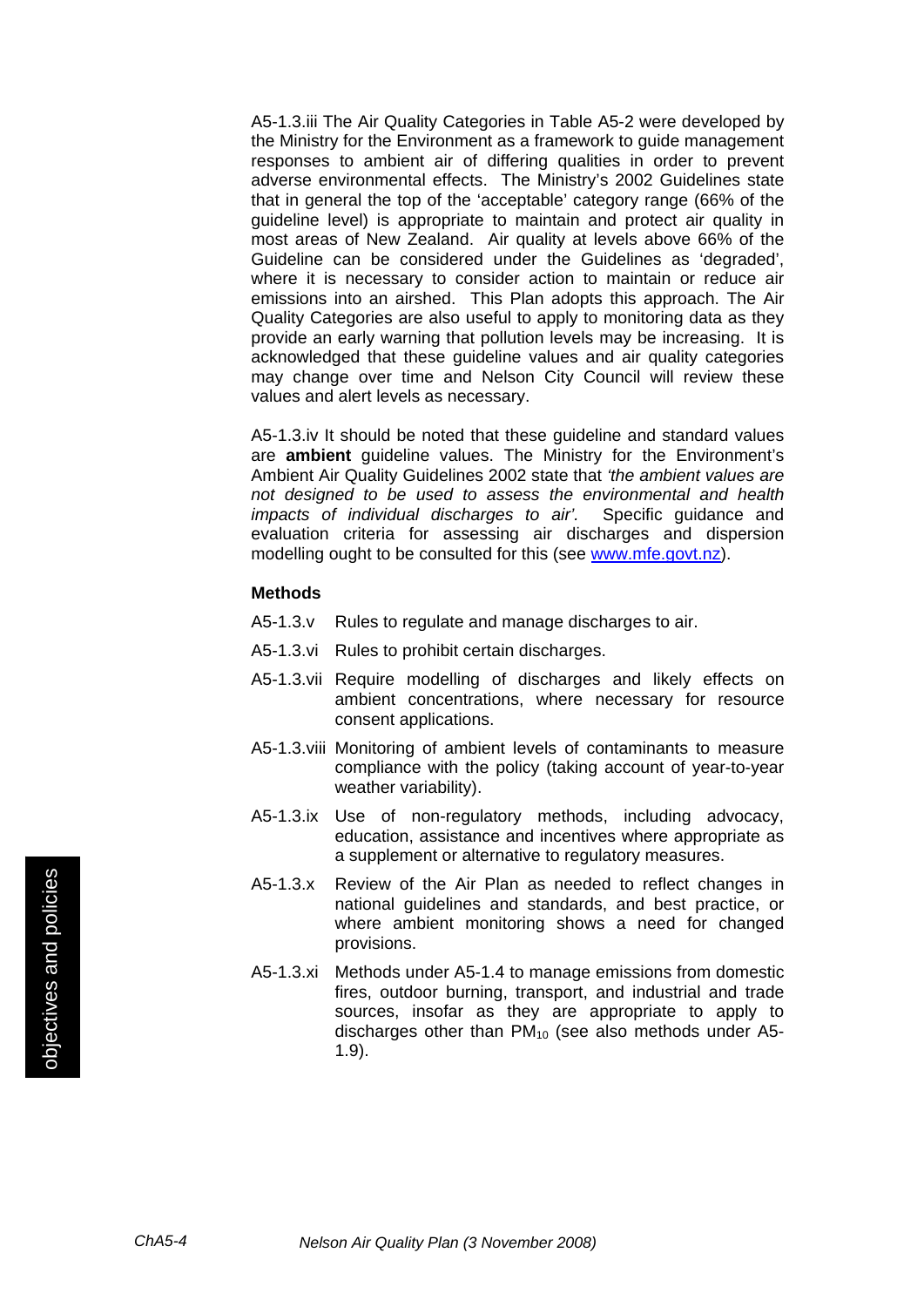A5-1.3.iii The Air Quality Categories in Table A5-2 were developed by the Ministry for the Environment as a framework to guide management responses to ambient air of differing qualities in order to prevent adverse environmental effects. The Ministry's 2002 Guidelines state that in general the top of the 'acceptable' category range (66% of the guideline level) is appropriate to maintain and protect air quality in most areas of New Zealand. Air quality at levels above 66% of the Guideline can be considered under the Guidelines as 'degraded', where it is necessary to consider action to maintain or reduce air emissions into an airshed. This Plan adopts this approach. The Air Quality Categories are also useful to apply to monitoring data as they provide an early warning that pollution levels may be increasing. It is acknowledged that these guideline values and air quality categories may change over time and Nelson City Council will review these values and alert levels as necessary.

A5-1.3.iv It should be noted that these guideline and standard values are **ambient** guideline values. The Ministry for the Environment's Ambient Air Quality Guidelines 2002 state that *'the ambient values are not designed to be used to assess the environmental and health impacts of individual discharges to air'*. Specific guidance and evaluation criteria for assessing air discharges and dispersion modelling ought to be consulted for this (see [www.mfe.govt.nz](http://www.mfe.govt.nz)).

**Methods**

A5-1.3.v Rules to regulate and manage discharges to air.

A5-1.3.vi Rules to prohibit certain discharges.

A5-1.3.vii Require modelling of discharges and likely effects on ambient concentrations, where necessary for resource consent applications.

A5-1.3.viii Monitoring of ambient levels of contaminants to measure compliance with the policy (taking account of year-to-year weather variability).

A5-1.3.ix Use of non-regulatory methods, including advocacy, education, assistance and incentives where appropriate as a supplement or alternative to regulatory measures.

A5-1.3.x Review of the Air Plan as needed to reflect changes in national guidelines and standards, and best practice, or where ambient monitoring shows a need for changed provisions.

A5-1.3.xi Methods under A5-1.4 to manage emissions from domestic fires, outdoor burning, transport, and industrial and trade sources, insofar as they are appropriate to apply to discharges other than $PM_{10}$ (see also methods under A5-1.9).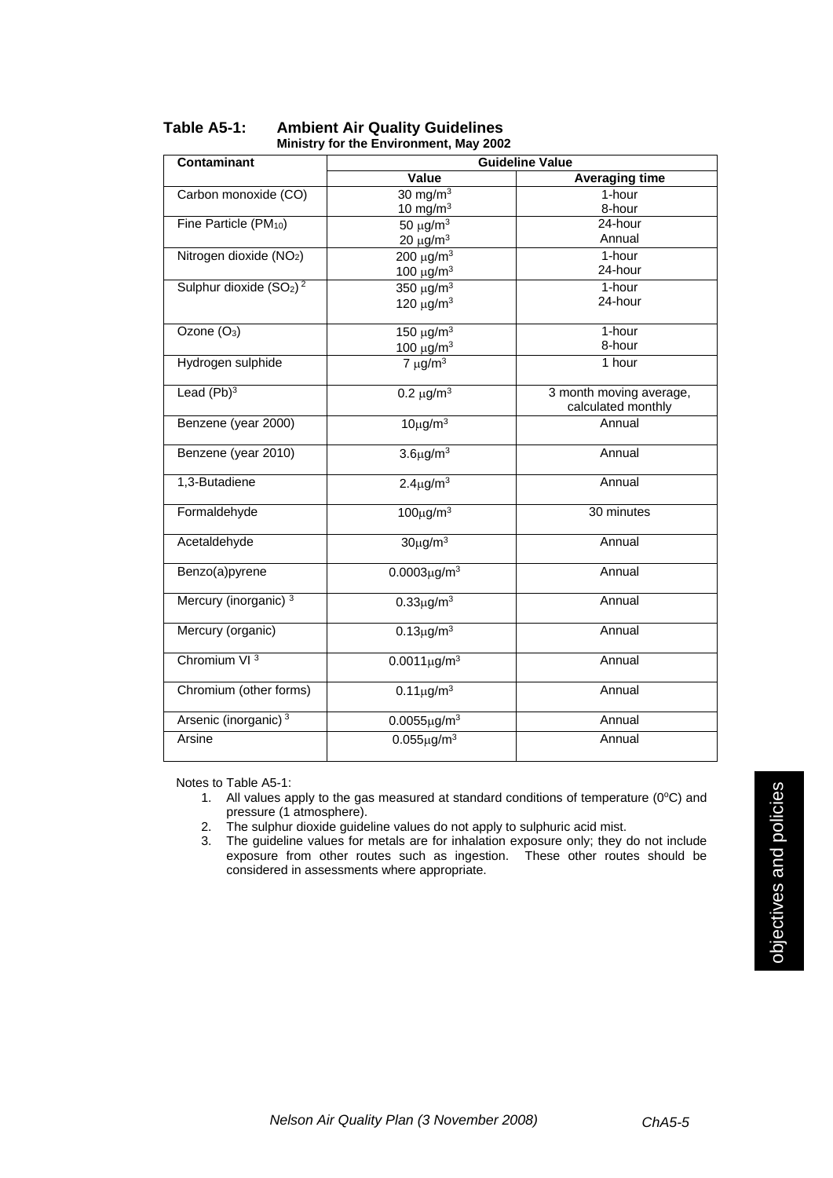**Table A5-1: Ambient Air Quality Guidelines**
**Ministry for the Environment, May 2002**

| Contaminant | Guideline Value | |
|---|---|---|
| | Value | Averaging time |
| Carbon monoxide (CO) | 30 $mg/m^3$<br>10 $mg/m^3$ | 1-hour<br>8-hour |
| Fine Particle ($PM_{10}$) | 50 $\mu g/m^3$<br>20 $\mu g/m^3$ | 24-hour<br>Annual |
| Nitrogen dioxide ($NO_2$) | 200 $\mu g/m^3$<br>100 $\mu g/m^3$ | 1-hour<br>24-hour |
| Sulphur dioxide ($SO_2$) [2] | 350 $\mu g/m^3$<br>120 $\mu g/m^3$ | 1-hour<br>24-hour |
| Ozone ($O_3$) | 150 $\mu g/m^3$<br>100 $\mu g/m^3$ | 1-hour<br>8-hour |
| Hydrogen sulphide | 7 $\mu g/m^3$ | 1 hour |
| Lead (Pb)[3] | 0.2 $\mu g/m^3$ | 3 month moving average, calculated monthly |
| Benzene (year 2000) | 10$\mu g/m^3$ | Annual |
| Benzene (year 2010) | 3.6$\mu g/m^3$ | Annual |
| 1,3-Butadiene | 2.4$\mu g/m^3$ | Annual |
| Formaldehyde | 100$\mu g/m^3$ | 30 minutes |
| Acetaldehyde | 30$\mu g/m^3$ | Annual |
| Benzo(a)pyrene | 0.0003$\mu g/m^3$ | Annual |
| Mercury (inorganic) [3] | 0.33$\mu g/m^3$ | Annual |
| Mercury (organic) | 0.13$\mu g/m^3$ | Annual |
| Chromium VI [3] | 0.0011$\mu g/m^3$ | Annual |
| Chromium (other forms) | 0.11$\mu g/m^3$ | Annual |
| Arsenic (inorganic) [3] | 0.0055$\mu g/m^3$ | Annual |
| Arsine | 0.055$\mu g/m^3$ | Annual |

Notes to Table A5-1:

1. All values apply to the gas measured at standard conditions of temperature ($0^oC$) and pressure (1 atmosphere).
2. The sulphur dioxide guideline values do not apply to sulphuric acid mist.
3. The guideline values for metals are for inhalation exposure only; they do not include exposure from other routes such as ingestion. These other routes should be considered in assessments where appropriate.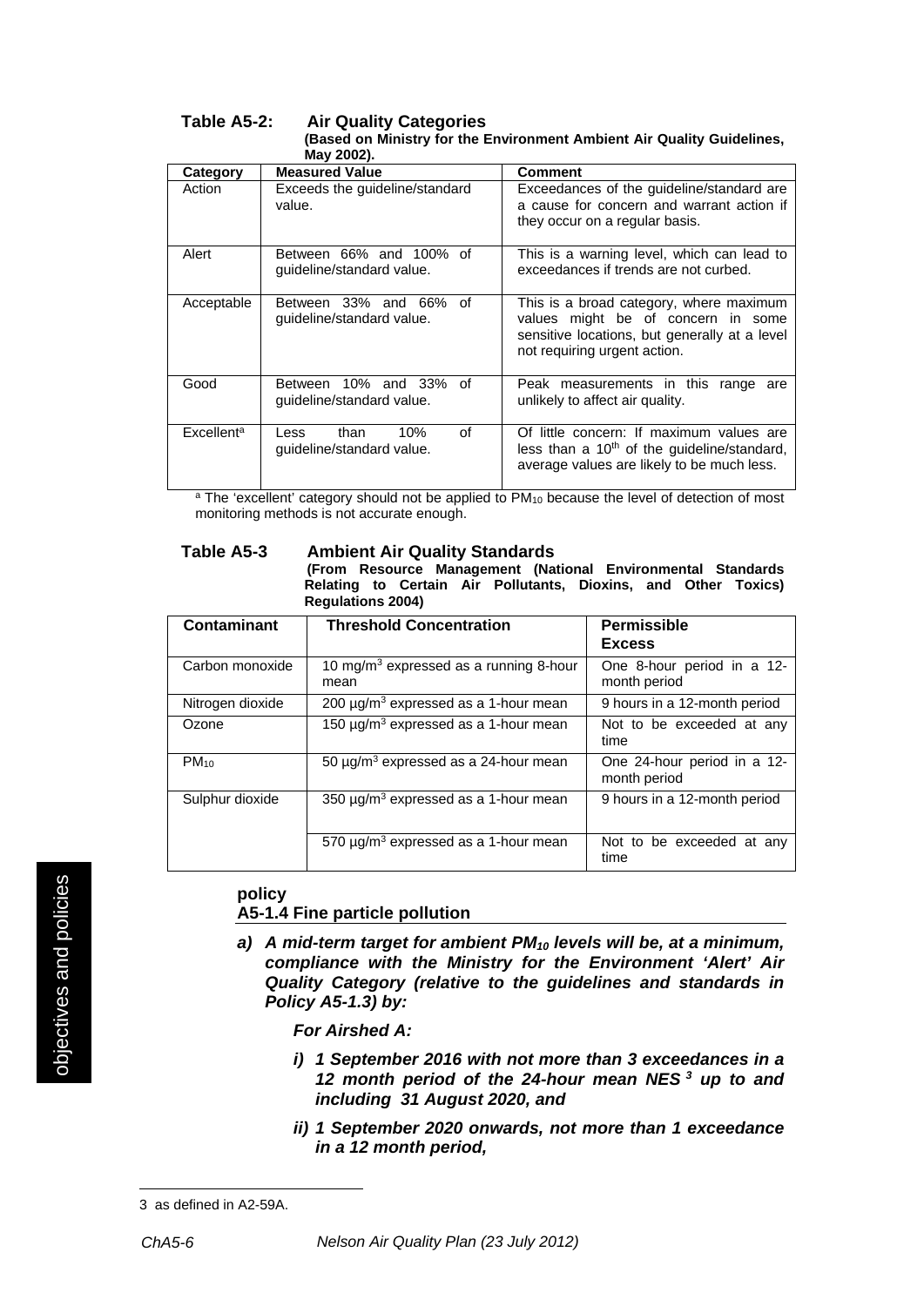**Table A5-2: Air Quality Categories**
**(Based on Ministry for the Environment Ambient Air Quality Guidelines, May 2002).**

| Category | Measured Value | Comment |
|---|---|---|
| Action | Exceeds the guideline/standard value. | Exceedances of the guideline/standard are a cause for concern and warrant action if they occur on a regular basis. |
| Alert | Between 66% and 100% of guideline/standard value. | This is a warning level, which can lead to exceedances if trends are not curbed. |
| Acceptable | Between 33% and 66% of guideline/standard value. | This is a broad category, where maximum values might be of concern in some sensitive locations, but generally at a level not requiring urgent action. |
| Good | Between 10% and 33% of guideline/standard value. | Peak measurements in this range are unlikely to affect air quality. |
| Excellent[a] | Less than 10% of guideline/standard value. | Of little concern: If maximum values are less than a $10^{th}$ of the guideline/standard, average values are likely to be much less. |

[a] The 'excellent' category should not be applied to $PM_{10}$ because the level of detection of most monitoring methods is not accurate enough.

**Table A5-3 Ambient Air Quality Standards**
**(From Resource Management (National Environmental Standards Relating to Certain Air Pollutants, Dioxins, and Other Toxics) Regulations 2004)**

| Contaminant | Threshold Concentration | Permissible Excess |
|---|---|---|
| Carbon monoxide | 10 $mg/m^3$ expressed as a running 8-hour mean | One 8-hour period in a 12-month period |
| Nitrogen dioxide | 200 $\mu g/m^3$ expressed as a 1-hour mean | 9 hours in a 12-month period |
| Ozone | 150 $\mu g/m^3$ expressed as a 1-hour mean | Not to be exceeded at any time |
| $PM_{10}$ | 50 $\mu g/m^3$ expressed as a 24-hour mean | One 24-hour period in a 12-month period |
| Sulphur dioxide | 350 $\mu g/m^3$ expressed as a 1-hour mean | 9 hours in a 12-month period |
| | 570 $\mu g/m^3$ expressed as a 1-hour mean | Not to be exceeded at any time |

**policy**
**A5-1.4 Fine particle pollution**

***a) A mid-term target for ambient $PM_{10}$ levels will be, at a minimum, compliance with the Ministry for the Environment 'Alert' Air Quality Category (relative to the guidelines and standards in Policy A5-1.3) by:***

***For Airshed A:***

***i) 1 September 2016 with not more than 3 exceedances in a 12 month period of the 24-hour mean NES [3] up to and including 31 August 2020, and***

***ii) 1 September 2020 onwards, not more than 1 exceedance in a 12 month period,***

3 as defined in A2-59A.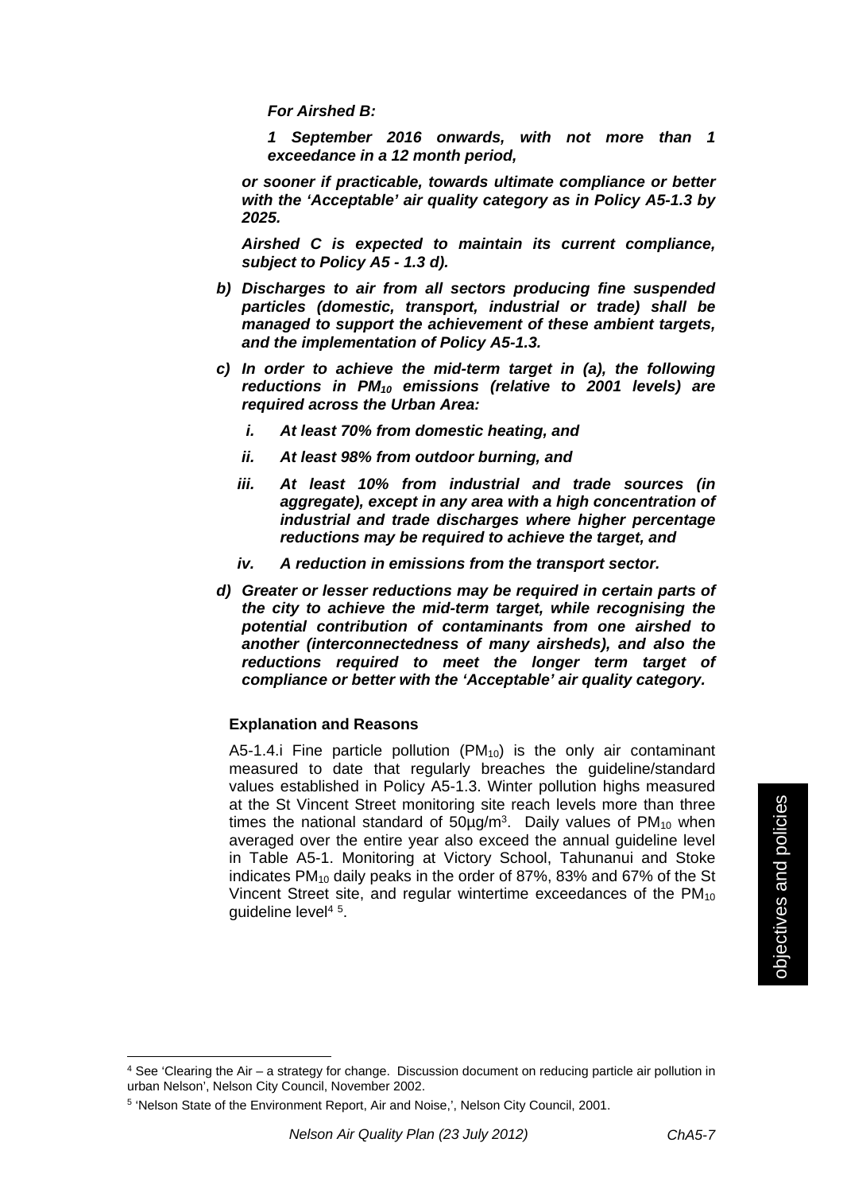*For Airshed B:*

***1 September 2016 onwards, with not more than 1 exceedance in a 12 month period,***

***or sooner if practicable, towards ultimate compliance or better with the 'Acceptable' air quality category as in Policy A5-1.3 by 2025.***

***Airshed C is expected to maintain its current compliance, subject to Policy A5 - 1.3 d).***

***b) Discharges to air from all sectors producing fine suspended particles (domestic, transport, industrial or trade) shall be managed to support the achievement of these ambient targets, and the implementation of Policy A5-1.3.***

***c) In order to achieve the mid-term target in (a), the following reductions in $PM_{10}$ emissions (relative to 2001 levels) are required across the Urban Area:***

- ***i. At least 70% from domestic heating, and***
- ***ii. At least 98% from outdoor burning, and***
- ***iii. At least 10% from industrial and trade sources (in aggregate), except in any area with a high concentration of industrial and trade discharges where higher percentage reductions may be required to achieve the target, and***
- ***iv. A reduction in emissions from the transport sector.***

***d) Greater or lesser reductions may be required in certain parts of the city to achieve the mid-term target, while recognising the potential contribution of contaminants from one airshed to another (interconnectedness of many airsheds), and also the reductions required to meet the longer term target of compliance or better with the 'Acceptable' air quality category.***

**Explanation and Reasons**

A5-1.4.i Fine particle pollution ($PM_{10}$) is the only air contaminant measured to date that regularly breaches the guideline/standard values established in Policy A5-1.3. Winter pollution highs measured at the St Vincent Street monitoring site reach levels more than three times the national standard of 50µg/m$^3$. Daily values of $PM_{10}$ when averaged over the entire year also exceed the annual guideline level in Table A5-1. Monitoring at Victory School, Tahunanui and Stoke indicates $PM_{10}$ daily peaks in the order of 87%, 83% and 67% of the St Vincent Street site, and regular wintertime exceedances of the $PM_{10}$ guideline level[4] [5].

[4] See 'Clearing the Air – a strategy for change. Discussion document on reducing particle air pollution in urban Nelson', Nelson City Council, November 2002.

[5] 'Nelson State of the Environment Report, Air and Noise,', Nelson City Council, 2001.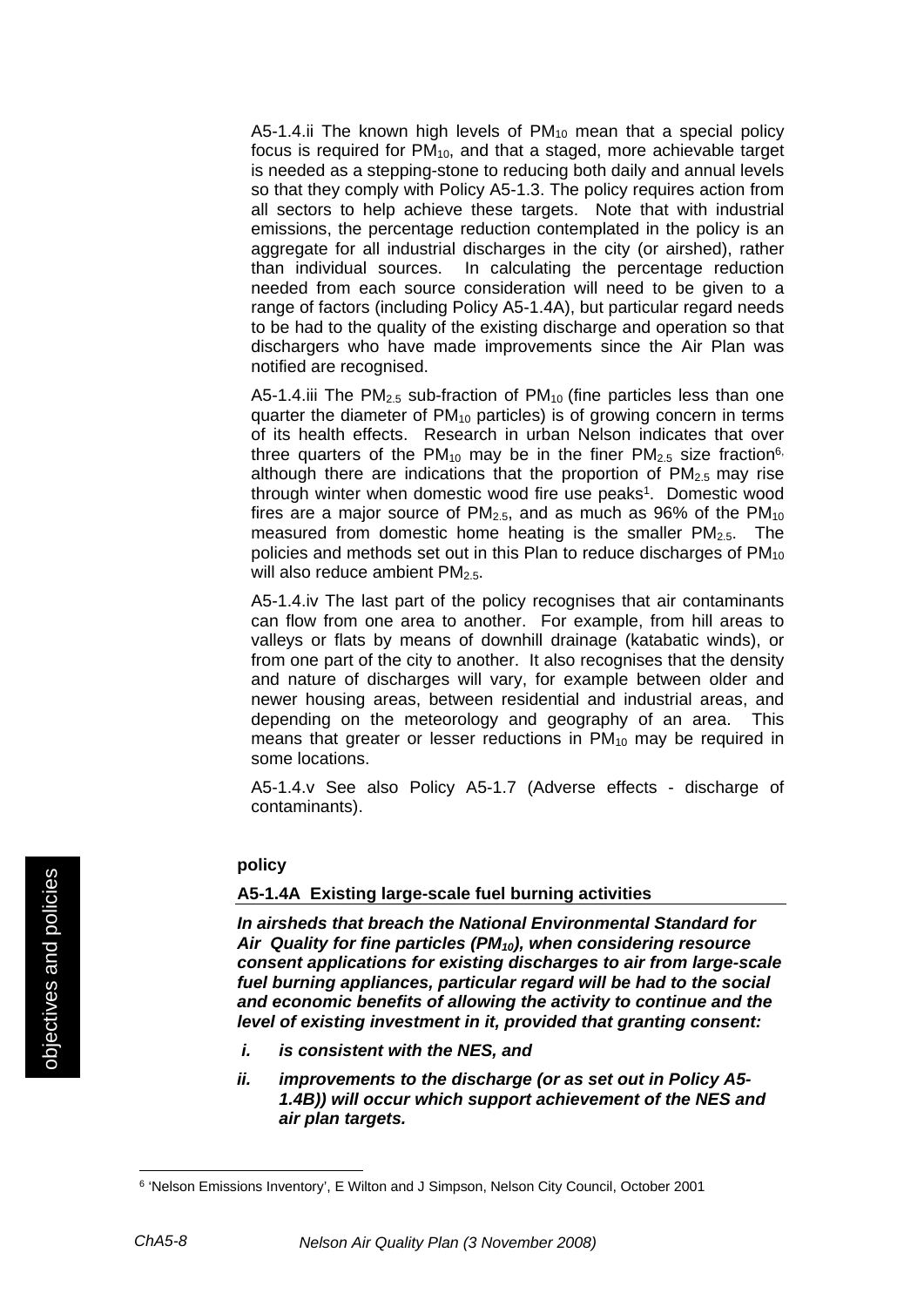A5-1.4.ii The known high levels of $PM_{10}$ mean that a special policy focus is required for $PM_{10}$, and that a staged, more achievable target is needed as a stepping-stone to reducing both daily and annual levels so that they comply with Policy A5-1.3. The policy requires action from all sectors to help achieve these targets. Note that with industrial emissions, the percentage reduction contemplated in the policy is an aggregate for all industrial discharges in the city (or airshed), rather than individual sources. In calculating the percentage reduction needed from each source consideration will need to be given to a range of factors (including Policy A5-1.4A), but particular regard needs to be had to the quality of the existing discharge and operation so that dischargers who have made improvements since the Air Plan was notified are recognised.

A5-1.4.iii The $PM_{2.5}$ sub-fraction of $PM_{10}$ (fine particles less than one quarter the diameter of $PM_{10}$ particles) is of growing concern in terms of its health effects. Research in urban Nelson indicates that over three quarters of the $PM_{10}$ may be in the finer $PM_{2.5}$ size fraction[6], although there are indications that the proportion of $PM_{2.5}$ may rise through winter when domestic wood fire use peaks[1]. Domestic wood fires are a major source of $PM_{2.5}$, and as much as 96% of the $PM_{10}$ measured from domestic home heating is the smaller $PM_{2.5}$. The policies and methods set out in this Plan to reduce discharges of $PM_{10}$ will also reduce ambient $PM_{2.5}$.

A5-1.4.iv The last part of the policy recognises that air contaminants can flow from one area to another. For example, from hill areas to valleys or flats by means of downhill drainage (katabatic winds), or from one part of the city to another. It also recognises that the density and nature of discharges will vary, for example between older and newer housing areas, between residential and industrial areas, and depending on the meteorology and geography of an area. This means that greater or lesser reductions in $PM_{10}$ may be required in some locations.

A5-1.4.v See also Policy A5-1.7 (Adverse effects - discharge of contaminants).

**policy**

**A5-1.4A Existing large-scale fuel burning activities**

***In airsheds that breach the National Environmental Standard for Air Quality for fine particles ($PM_{10}$), when considering resource consent applications for existing discharges to air from large-scale fuel burning appliances, particular regard will be had to the social and economic benefits of allowing the activity to continue and the level of existing investment in it, provided that granting consent:***

***i. is consistent with the NES, and***

***ii. improvements to the discharge (or as set out in Policy A5-1.4B)) will occur which support achievement of the NES and air plan targets.***

---

[6] 'Nelson Emissions Inventory', E Wilton and J Simpson, Nelson City Council, October 2001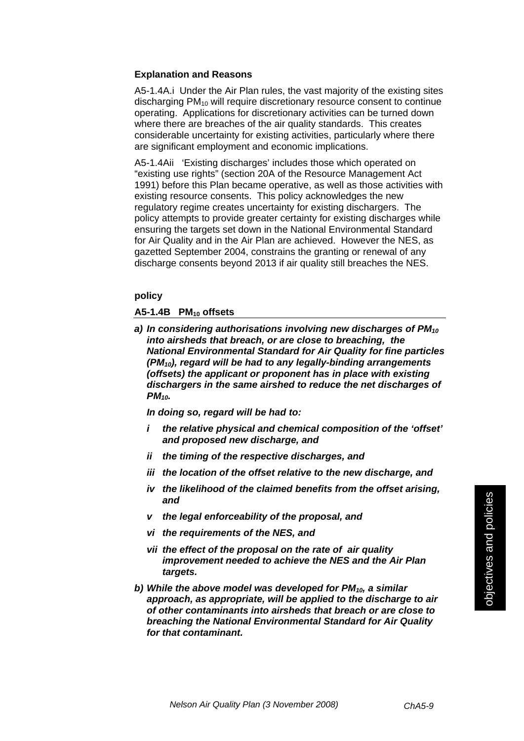#### Explanation and Reasons

A5-1.4A.i Under the Air Plan rules, the vast majority of the existing sites discharging $PM_{10}$ will require discretionary resource consent to continue operating. Applications for discretionary activities can be turned down where there are breaches of the air quality standards. This creates considerable uncertainty for existing activities, particularly where there are significant employment and economic implications.

A5-1.4Aii 'Existing discharges' includes those which operated on "existing use rights" (section 20A of the Resource Management Act 1991) before this Plan became operative, as well as those activities with existing resource consents. This policy acknowledges the new regulatory regime creates uncertainty for existing dischargers. The policy attempts to provide greater certainty for existing discharges while ensuring the targets set down in the National Environmental Standard for Air Quality and in the Air Plan are achieved. However the NES, as gazetted September 2004, constrains the granting or renewal of any discharge consents beyond 2013 if air quality still breaches the NES.

#### policy

#### A5-1.4B $PM_{10}$ offsets

***a) In considering authorisations involving new discharges of $PM_{10}$ into airsheds that breach, or are close to breaching, the National Environmental Standard for Air Quality for fine particles ($PM_{10}$), regard will be had to any legally-binding arrangements (offsets) the applicant or proponent has in place with existing dischargers in the same airshed to reduce the net discharges of $PM_{10}$.***

***In doing so, regard will be had to:***

- ***i the relative physical and chemical composition of the 'offset' and proposed new discharge, and***
- ***ii the timing of the respective discharges, and***
- ***iii the location of the offset relative to the new discharge, and***
- ***iv the likelihood of the claimed benefits from the offset arising, and***
- ***v the legal enforceability of the proposal, and***
- ***vi the requirements of the NES, and***
- ***vii the effect of the proposal on the rate of air quality improvement needed to achieve the NES and the Air Plan targets.***

***b) While the above model was developed for $PM_{10}$, a similar approach, as appropriate, will be applied to the discharge to air of other contaminants into airsheds that breach or are close to breaching the National Environmental Standard for Air Quality for that contaminant.***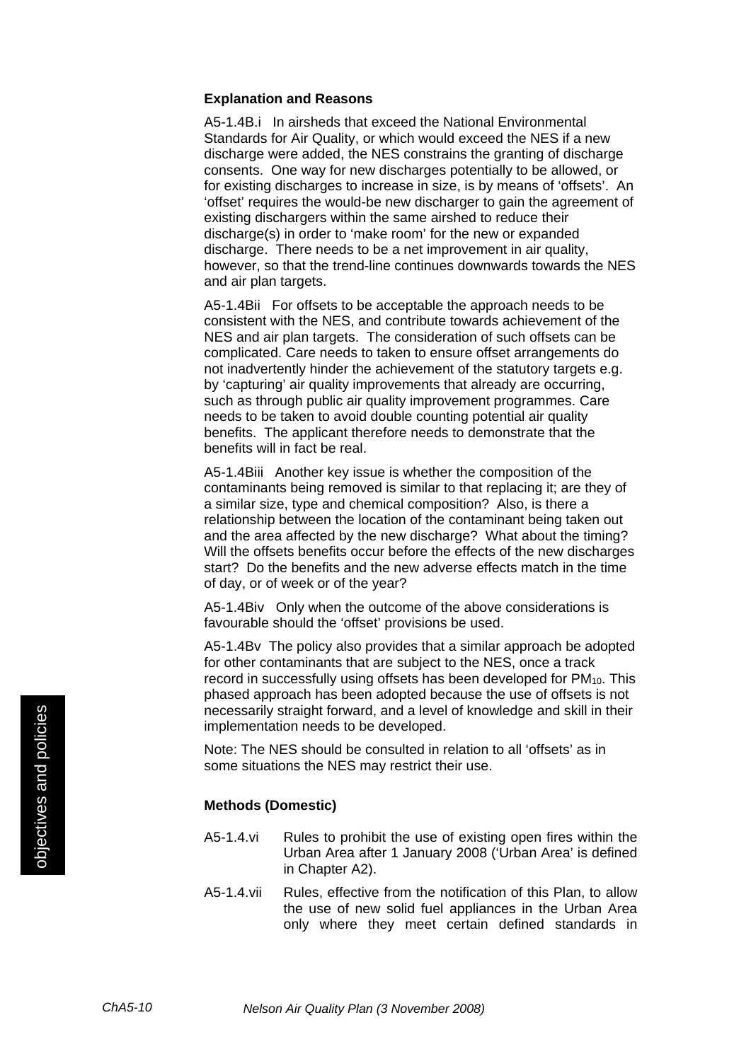**Explanation and Reasons**

A5-1.4B.i In airsheds that exceed the National Environmental Standards for Air Quality, or which would exceed the NES if a new discharge were added, the NES constrains the granting of discharge consents. One way for new discharges potentially to be allowed, or for existing discharges to increase in size, is by means of 'offsets'. An 'offset' requires the would-be new discharger to gain the agreement of existing dischargers within the same airshed to reduce their discharge(s) in order to 'make room' for the new or expanded discharge. There needs to be a net improvement in air quality, however, so that the trend-line continues downwards towards the NES and air plan targets.

A5-1.4Bii For offsets to be acceptable the approach needs to be consistent with the NES, and contribute towards achievement of the NES and air plan targets. The consideration of such offsets can be complicated. Care needs to taken to ensure offset arrangements do not inadvertently hinder the achievement of the statutory targets e.g. by 'capturing' air quality improvements that already are occurring, such as through public air quality improvement programmes. Care needs to be taken to avoid double counting potential air quality benefits. The applicant therefore needs to demonstrate that the benefits will in fact be real.

A5-1.4Biii Another key issue is whether the composition of the contaminants being removed is similar to that replacing it; are they of a similar size, type and chemical composition? Also, is there a relationship between the location of the contaminant being taken out and the area affected by the new discharge? What about the timing? Will the offsets benefits occur before the effects of the new discharges start? Do the benefits and the new adverse effects match in the time of day, or of week or of the year?

A5-1.4Biv Only when the outcome of the above considerations is favourable should the 'offset' provisions be used.

A5-1.4Bv The policy also provides that a similar approach be adopted for other contaminants that are subject to the NES, once a track record in successfully using offsets has been developed for $PM_{10}$. This phased approach has been adopted because the use of offsets is not necessarily straight forward, and a level of knowledge and skill in their implementation needs to be developed.

Note: The NES should be consulted in relation to all 'offsets' as in some situations the NES may restrict their use.

**Methods (Domestic)**

A5-1.4.vi Rules to prohibit the use of existing open fires within the Urban Area after 1 January 2008 ('Urban Area' is defined in Chapter A2).

A5-1.4.vii Rules, effective from the notification of this Plan, to allow the use of new solid fuel appliances in the Urban Area only where they meet certain defined standards in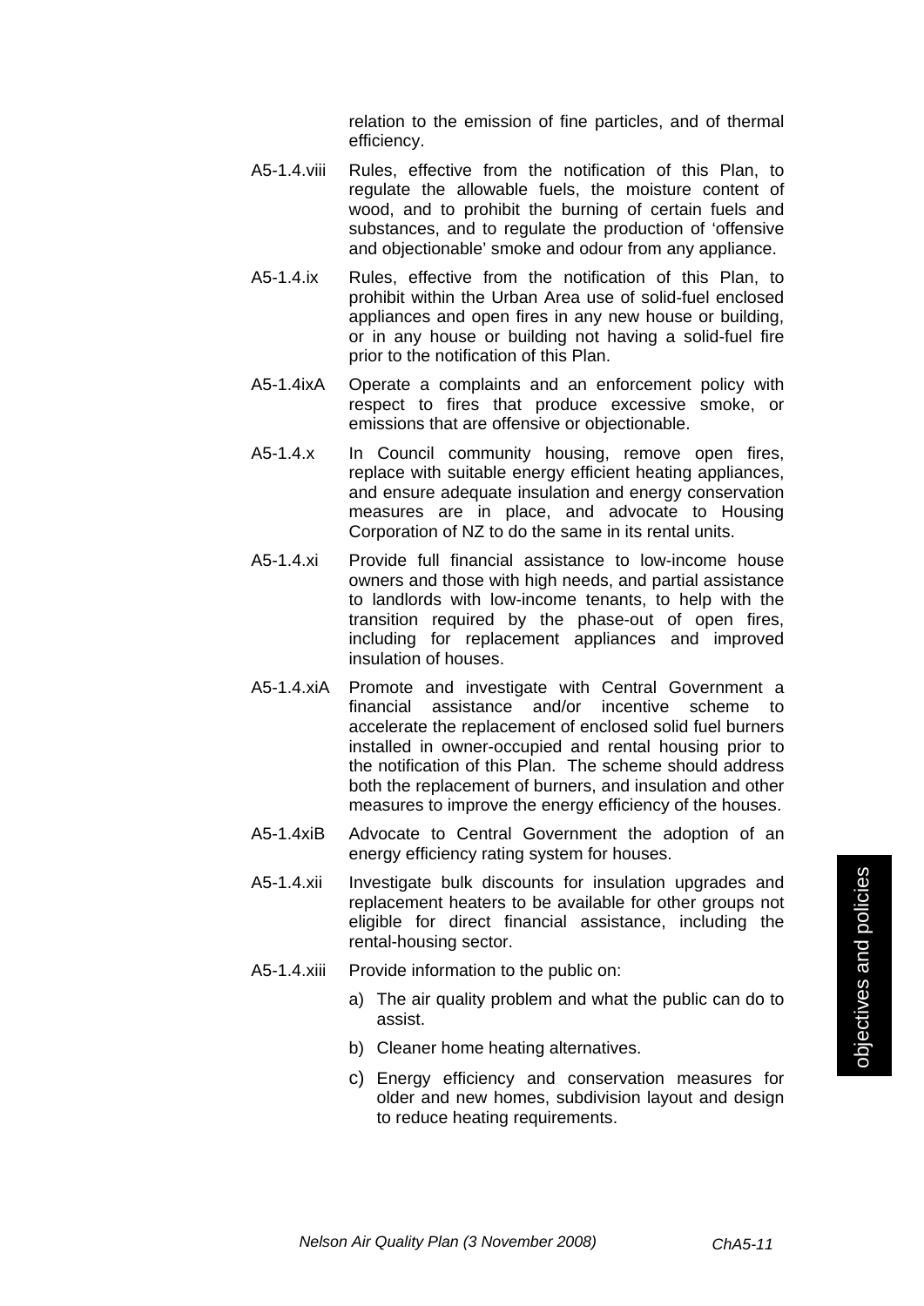relation to the emission of fine particles, and of thermal efficiency.

A5-1.4.viii Rules, effective from the notification of this Plan, to regulate the allowable fuels, the moisture content of wood, and to prohibit the burning of certain fuels and substances, and to regulate the production of 'offensive and objectionable' smoke and odour from any appliance.

A5-1.4.ix Rules, effective from the notification of this Plan, to prohibit within the Urban Area use of solid-fuel enclosed appliances and open fires in any new house or building, or in any house or building not having a solid-fuel fire prior to the notification of this Plan.

A5-1.4ixA Operate a complaints and an enforcement policy with respect to fires that produce excessive smoke, or emissions that are offensive or objectionable.

A5-1.4.x In Council community housing, remove open fires, replace with suitable energy efficient heating appliances, and ensure adequate insulation and energy conservation measures are in place, and advocate to Housing Corporation of NZ to do the same in its rental units.

A5-1.4.xi Provide full financial assistance to low-income house owners and those with high needs, and partial assistance to landlords with low-income tenants, to help with the transition required by the phase-out of open fires, including for replacement appliances and improved insulation of houses.

A5-1.4.xiA Promote and investigate with Central Government a financial assistance and/or incentive scheme to accelerate the replacement of enclosed solid fuel burners installed in owner-occupied and rental housing prior to the notification of this Plan. The scheme should address both the replacement of burners, and insulation and other measures to improve the energy efficiency of the houses.

A5-1.4xiB Advocate to Central Government the adoption of an energy efficiency rating system for houses.

A5-1.4.xii Investigate bulk discounts for insulation upgrades and replacement heaters to be available for other groups not eligible for direct financial assistance, including the rental-housing sector.

A5-1.4.xiii Provide information to the public on:

a) The air quality problem and what the public can do to assist.

b) Cleaner home heating alternatives.

c) Energy efficiency and conservation measures for older and new homes, subdivision layout and design to reduce heating requirements.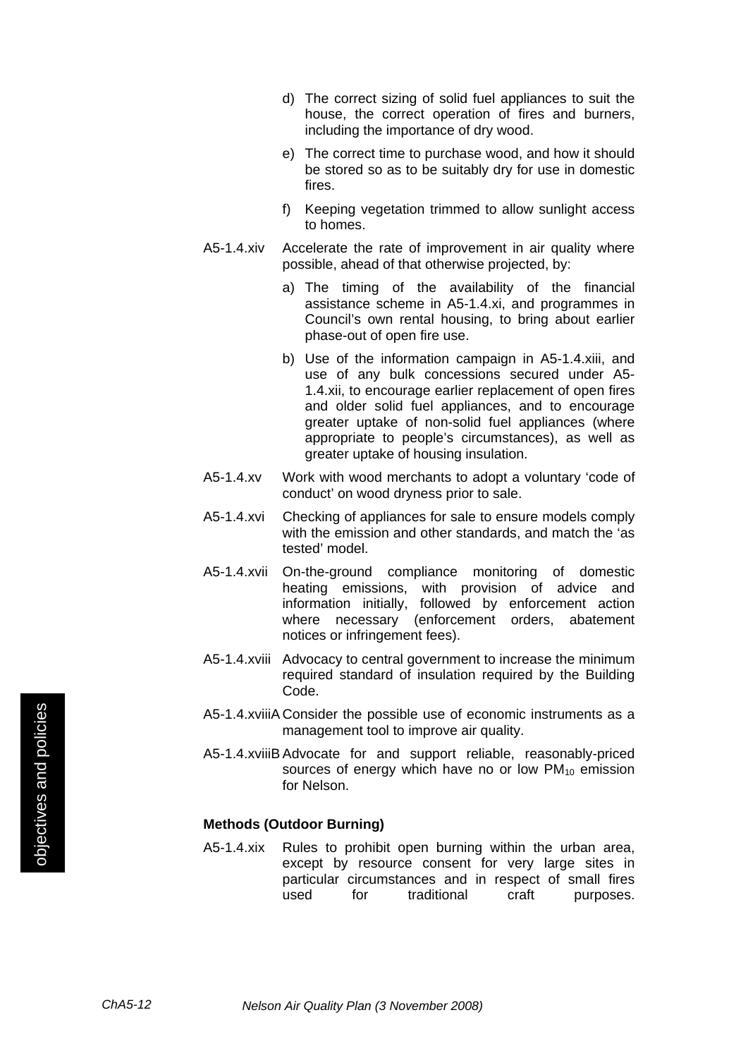d) The correct sizing of solid fuel appliances to suit the house, the correct operation of fires and burners, including the importance of dry wood.

e) The correct time to purchase wood, and how it should be stored so as to be suitably dry for use in domestic fires.

f) Keeping vegetation trimmed to allow sunlight access to homes.

A5-1.4.xiv Accelerate the rate of improvement in air quality where possible, ahead of that otherwise projected, by:

a) The timing of the availability of the financial assistance scheme in A5-1.4.xi, and programmes in Council's own rental housing, to bring about earlier phase-out of open fire use.

b) Use of the information campaign in A5-1.4.xiii, and use of any bulk concessions secured under A5-1.4.xii, to encourage earlier replacement of open fires and older solid fuel appliances, and to encourage greater uptake of non-solid fuel appliances (where appropriate to people's circumstances), as well as greater uptake of housing insulation.

A5-1.4.xv Work with wood merchants to adopt a voluntary 'code of conduct' on wood dryness prior to sale.

A5-1.4.xvi Checking of appliances for sale to ensure models comply with the emission and other standards, and match the 'as tested' model.

A5-1.4.xvii On-the-ground compliance monitoring of domestic heating emissions, with provision of advice and information initially, followed by enforcement action where necessary (enforcement orders, abatement notices or infringement fees).

A5-1.4.xviii Advocacy to central government to increase the minimum required standard of insulation required by the Building Code.

A5-1.4.xviiiA Consider the possible use of economic instruments as a management tool to improve air quality.

A5-1.4.xviiiB Advocate for and support reliable, reasonably-priced sources of energy which have no or low $PM_{10}$ emission for Nelson.

**Methods (Outdoor Burning)**

A5-1.4.xix Rules to prohibit open burning within the urban area, except by resource consent for very large sites in particular circumstances and in respect of small fires used for traditional craft purposes.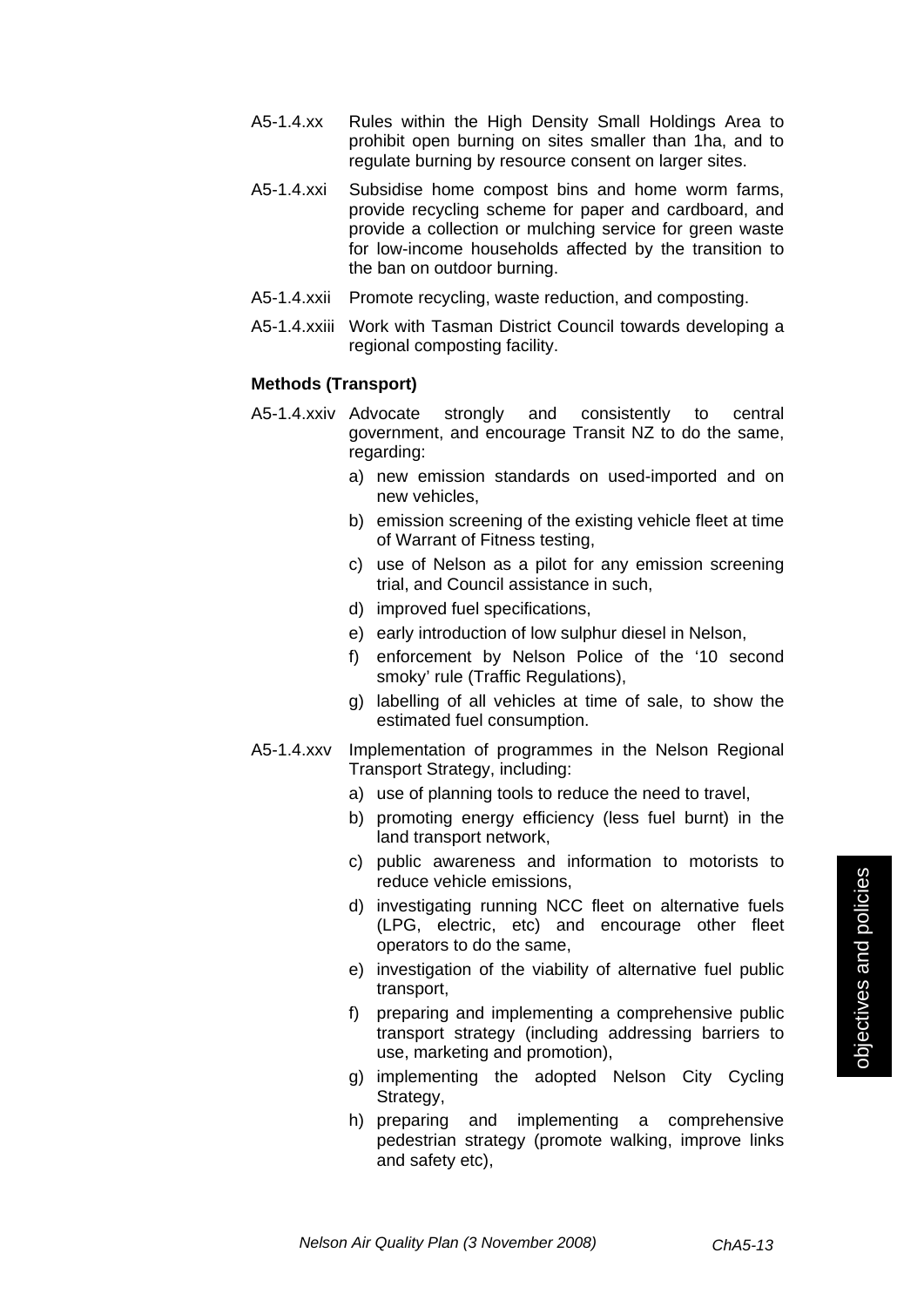A5-1.4.xx Rules within the High Density Small Holdings Area to prohibit open burning on sites smaller than 1ha, and to regulate burning by resource consent on larger sites.

A5-1.4.xxi Subsidise home compost bins and home worm farms, provide recycling scheme for paper and cardboard, and provide a collection or mulching service for green waste for low-income households affected by the transition to the ban on outdoor burning.

A5-1.4.xxii Promote recycling, waste reduction, and composting.

A5-1.4.xxiii Work with Tasman District Council towards developing a regional composting facility.

**Methods (Transport)**

A5-1.4.xxiv Advocate strongly and consistently to central government, and encourage Transit NZ to do the same, regarding:

a) new emission standards on used-imported and on new vehicles,
b) emission screening of the existing vehicle fleet at time of Warrant of Fitness testing,
c) use of Nelson as a pilot for any emission screening trial, and Council assistance in such,
d) improved fuel specifications,
e) early introduction of low sulphur diesel in Nelson,
f) enforcement by Nelson Police of the '10 second smoky' rule (Traffic Regulations),
g) labelling of all vehicles at time of sale, to show the estimated fuel consumption.

A5-1.4.xxv Implementation of programmes in the Nelson Regional Transport Strategy, including:

a) use of planning tools to reduce the need to travel,
b) promoting energy efficiency (less fuel burnt) in the land transport network,
c) public awareness and information to motorists to reduce vehicle emissions,
d) investigating running NCC fleet on alternative fuels (LPG, electric, etc) and encourage other fleet operators to do the same,
e) investigation of the viability of alternative fuel public transport,
f) preparing and implementing a comprehensive public transport strategy (including addressing barriers to use, marketing and promotion),
g) implementing the adopted Nelson City Cycling Strategy,
h) preparing and implementing a comprehensive pedestrian strategy (promote walking, improve links and safety etc),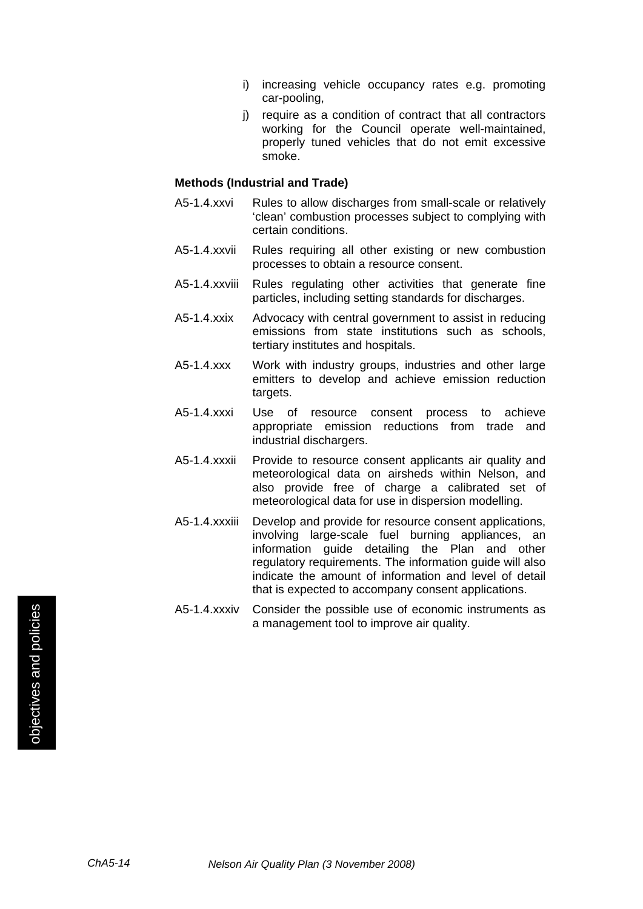i) increasing vehicle occupancy rates e.g. promoting car-pooling,

j) require as a condition of contract that all contractors working for the Council operate well-maintained, properly tuned vehicles that do not emit excessive smoke.

**Methods (Industrial and Trade)**

A5-1.4.xxvi Rules to allow discharges from small-scale or relatively 'clean' combustion processes subject to complying with certain conditions.

A5-1.4.xxvii Rules requiring all other existing or new combustion processes to obtain a resource consent.

A5-1.4.xxviii Rules regulating other activities that generate fine particles, including setting standards for discharges.

A5-1.4.xxix Advocacy with central government to assist in reducing emissions from state institutions such as schools, tertiary institutes and hospitals.

A5-1.4.xxx Work with industry groups, industries and other large emitters to develop and achieve emission reduction targets.

A5-1.4.xxxi Use of resource consent process to achieve appropriate emission reductions from trade and industrial dischargers.

A5-1.4.xxxii Provide to resource consent applicants air quality and meteorological data on airsheds within Nelson, and also provide free of charge a calibrated set of meteorological data for use in dispersion modelling.

A5-1.4.xxxiii Develop and provide for resource consent applications, involving large-scale fuel burning appliances, an information guide detailing the Plan and other regulatory requirements. The information guide will also indicate the amount of information and level of detail that is expected to accompany consent applications.

A5-1.4.xxxiv Consider the possible use of economic instruments as a management tool to improve air quality.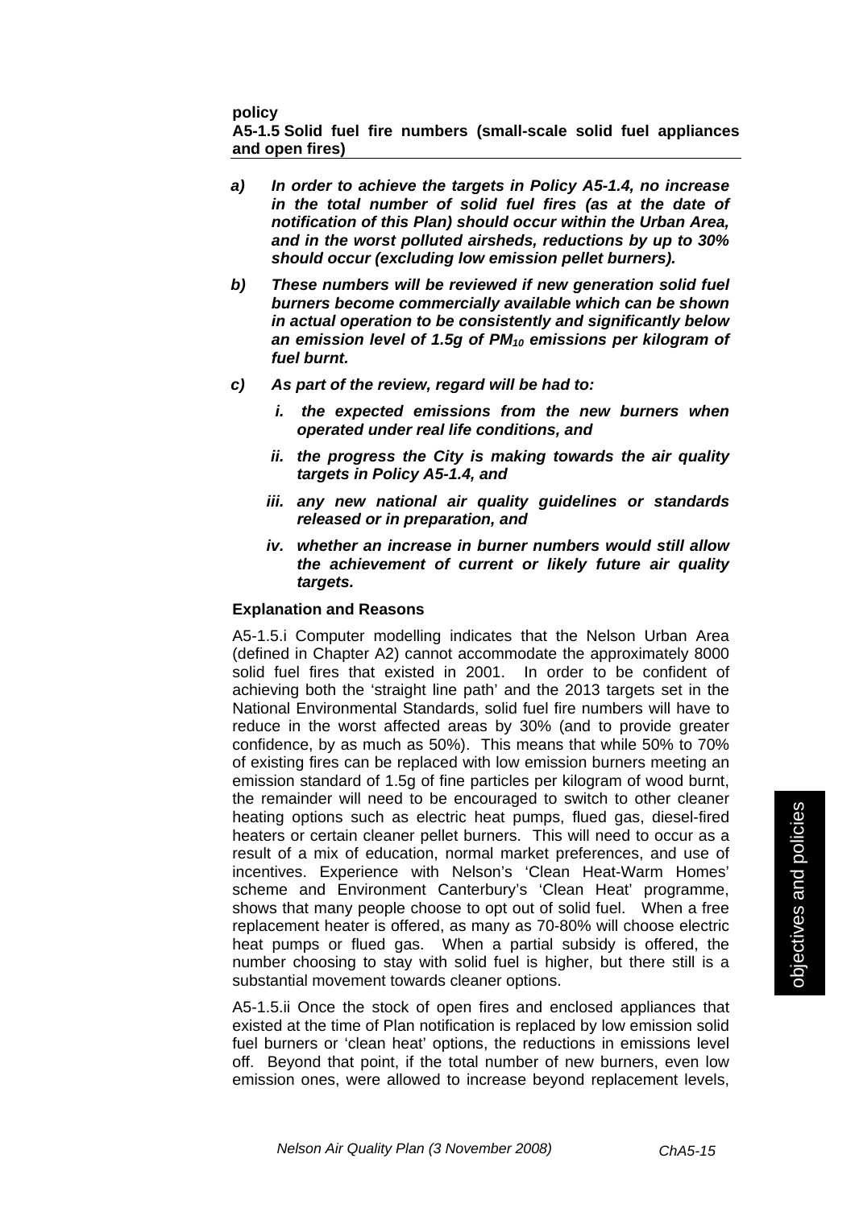**policy**

**A5-1.5 Solid fuel fire numbers (small-scale solid fuel appliances and open fires)**

- ***a)*** ***In order to achieve the targets in Policy A5-1.4, no increase in the total number of solid fuel fires (as at the date of notification of this Plan) should occur within the Urban Area, and in the worst polluted airsheds, reductions by up to 30% should occur (excluding low emission pellet burners).***
- ***b)*** ***These numbers will be reviewed if new generation solid fuel burners become commercially available which can be shown in actual operation to be consistently and significantly below an emission level of 1.5g of $PM_{10}$ emissions per kilogram of fuel burnt.***
- ***c)*** ***As part of the review, regard will be had to:***
  - ***i.*** ***the expected emissions from the new burners when operated under real life conditions, and***
  - ***ii.*** ***the progress the City is making towards the air quality targets in Policy A5-1.4, and***
  - ***iii.*** ***any new national air quality guidelines or standards released or in preparation, and***
  - ***iv.*** ***whether an increase in burner numbers would still allow the achievement of current or likely future air quality targets.***

**Explanation and Reasons**

A5-1.5.i Computer modelling indicates that the Nelson Urban Area (defined in Chapter A2) cannot accommodate the approximately 8000 solid fuel fires that existed in 2001. In order to be confident of achieving both the 'straight line path' and the 2013 targets set in the National Environmental Standards, solid fuel fire numbers will have to reduce in the worst affected areas by 30% (and to provide greater confidence, by as much as 50%). This means that while 50% to 70% of existing fires can be replaced with low emission burners meeting an emission standard of 1.5g of fine particles per kilogram of wood burnt, the remainder will need to be encouraged to switch to other cleaner heating options such as electric heat pumps, flued gas, diesel-fired heaters or certain cleaner pellet burners. This will need to occur as a result of a mix of education, normal market preferences, and use of incentives. Experience with Nelson's 'Clean Heat-Warm Homes' scheme and Environment Canterbury's 'Clean Heat' programme, shows that many people choose to opt out of solid fuel. When a free replacement heater is offered, as many as 70-80% will choose electric heat pumps or flued gas. When a partial subsidy is offered, the number choosing to stay with solid fuel is higher, but there still is a substantial movement towards cleaner options.

A5-1.5.ii Once the stock of open fires and enclosed appliances that existed at the time of Plan notification is replaced by low emission solid fuel burners or 'clean heat' options, the reductions in emissions level off. Beyond that point, if the total number of new burners, even low emission ones, were allowed to increase beyond replacement levels,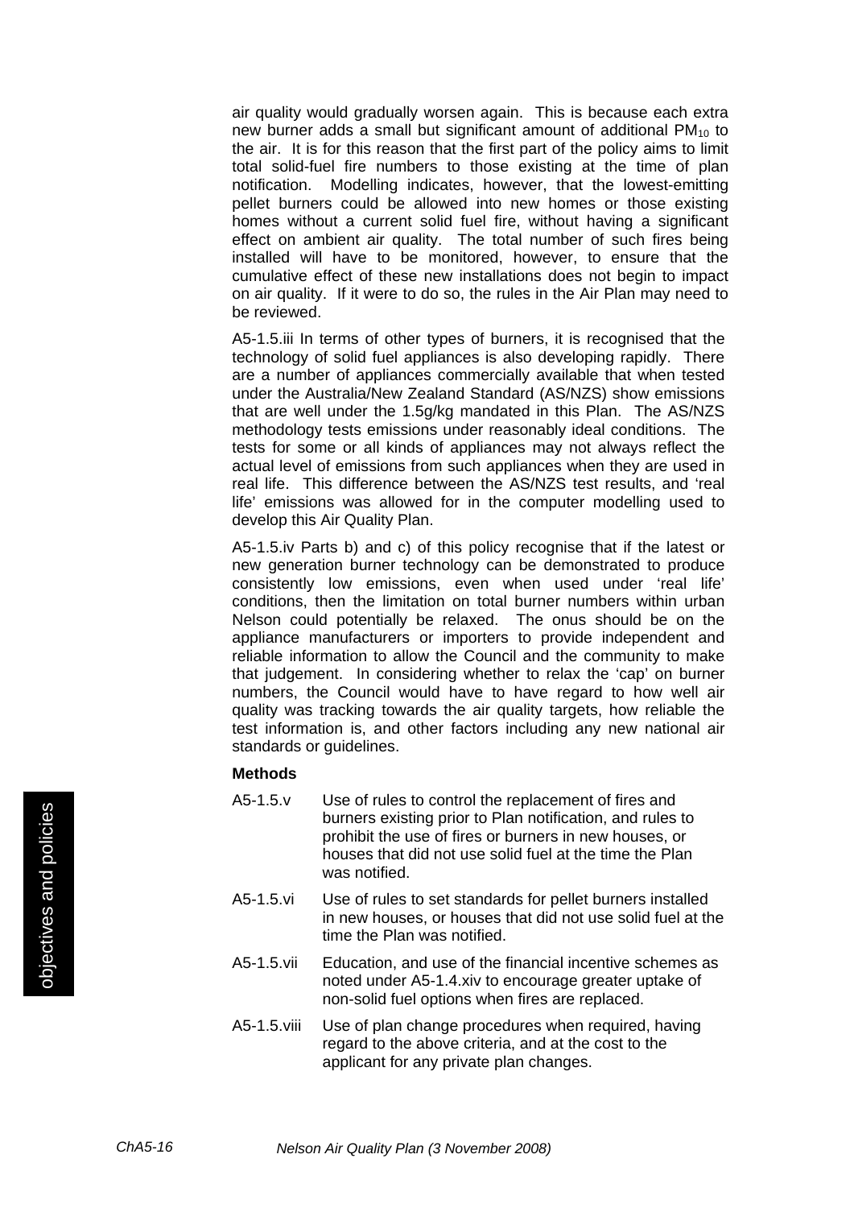air quality would gradually worsen again. This is because each extra new burner adds a small but significant amount of additional $PM_{10}$ to the air. It is for this reason that the first part of the policy aims to limit total solid-fuel fire numbers to those existing at the time of plan notification. Modelling indicates, however, that the lowest-emitting pellet burners could be allowed into new homes or those existing homes without a current solid fuel fire, without having a significant effect on ambient air quality. The total number of such fires being installed will have to be monitored, however, to ensure that the cumulative effect of these new installations does not begin to impact on air quality. If it were to do so, the rules in the Air Plan may need to be reviewed.

A5-1.5.iii In terms of other types of burners, it is recognised that the technology of solid fuel appliances is also developing rapidly. There are a number of appliances commercially available that when tested under the Australia/New Zealand Standard (AS/NZS) show emissions that are well under the 1.5g/kg mandated in this Plan. The AS/NZS methodology tests emissions under reasonably ideal conditions. The tests for some or all kinds of appliances may not always reflect the actual level of emissions from such appliances when they are used in real life. This difference between the AS/NZS test results, and 'real life' emissions was allowed for in the computer modelling used to develop this Air Quality Plan.

A5-1.5.iv Parts b) and c) of this policy recognise that if the latest or new generation burner technology can be demonstrated to produce consistently low emissions, even when used under 'real life' conditions, then the limitation on total burner numbers within urban Nelson could potentially be relaxed. The onus should be on the appliance manufacturers or importers to provide independent and reliable information to allow the Council and the community to make that judgement. In considering whether to relax the 'cap' on burner numbers, the Council would have to have regard to how well air quality was tracking towards the air quality targets, how reliable the test information is, and other factors including any new national air standards or guidelines.

**Methods**

A5-1.5.v Use of rules to control the replacement of fires and burners existing prior to Plan notification, and rules to prohibit the use of fires or burners in new houses, or houses that did not use solid fuel at the time the Plan was notified.

A5-1.5.vi Use of rules to set standards for pellet burners installed in new houses, or houses that did not use solid fuel at the time the Plan was notified.

A5-1.5.vii Education, and use of the financial incentive schemes as noted under A5-1.4.xiv to encourage greater uptake of non-solid fuel options when fires are replaced.

A5-1.5.viii Use of plan change procedures when required, having regard to the above criteria, and at the cost to the applicant for any private plan changes.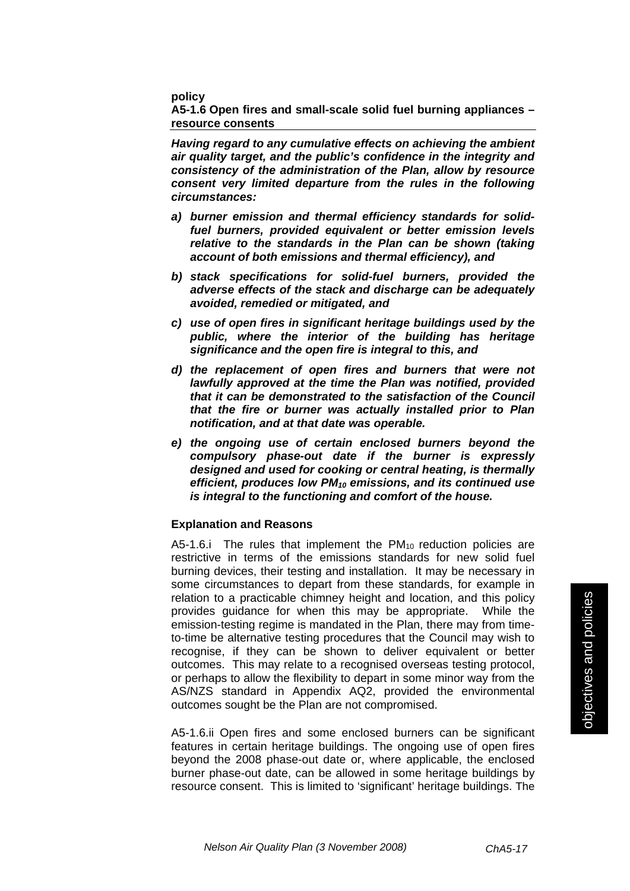**policy**

### A5-1.6 Open fires and small-scale solid fuel burning appliances – resource consents

***Having regard to any cumulative effects on achieving the ambient air quality target, and the public's confidence in the integrity and consistency of the administration of the Plan, allow by resource consent very limited departure from the rules in the following circumstances:***

***a) burner emission and thermal efficiency standards for solid-fuel burners, provided equivalent or better emission levels relative to the standards in the Plan can be shown (taking account of both emissions and thermal efficiency), and***

***b) stack specifications for solid-fuel burners, provided the adverse effects of the stack and discharge can be adequately avoided, remedied or mitigated, and***

***c) use of open fires in significant heritage buildings used by the public, where the interior of the building has heritage significance and the open fire is integral to this, and***

***d) the replacement of open fires and burners that were not lawfully approved at the time the Plan was notified, provided that it can be demonstrated to the satisfaction of the Council that the fire or burner was actually installed prior to Plan notification, and at that date was operable.***

***e) the ongoing use of certain enclosed burners beyond the compulsory phase-out date if the burner is expressly designed and used for cooking or central heating, is thermally efficient, produces low $PM_{10}$ emissions, and its continued use is integral to the functioning and comfort of the house.***

**Explanation and Reasons**

A5-1.6.i The rules that implement the $PM_{10}$ reduction policies are restrictive in terms of the emissions standards for new solid fuel burning devices, their testing and installation. It may be necessary in some circumstances to depart from these standards, for example in relation to a practicable chimney height and location, and this policy provides guidance for when this may be appropriate. While the emission-testing regime is mandated in the Plan, there may from time-to-time be alternative testing procedures that the Council may wish to recognise, if they can be shown to deliver equivalent or better outcomes. This may relate to a recognised overseas testing protocol, or perhaps to allow the flexibility to depart in some minor way from the AS/NZS standard in Appendix AQ2, provided the environmental outcomes sought be the Plan are not compromised.

A5-1.6.ii Open fires and some enclosed burners can be significant features in certain heritage buildings. The ongoing use of open fires beyond the 2008 phase-out date or, where applicable, the enclosed burner phase-out date, can be allowed in some heritage buildings by resource consent. This is limited to 'significant' heritage buildings. The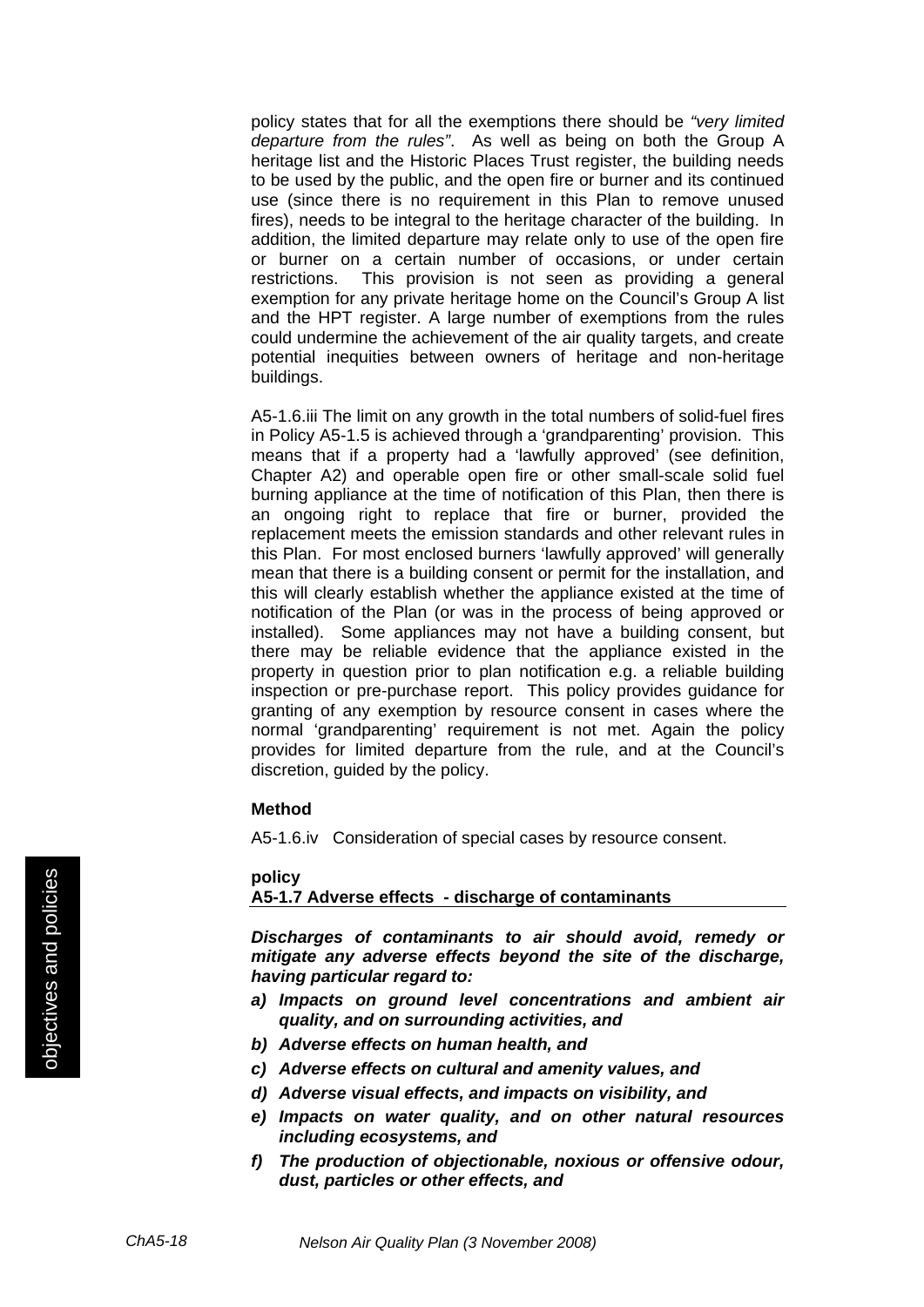policy states that for all the exemptions there should be *"very limited departure from the rules"*. As well as being on both the Group A heritage list and the Historic Places Trust register, the building needs to be used by the public, and the open fire or burner and its continued use (since there is no requirement in this Plan to remove unused fires), needs to be integral to the heritage character of the building. In addition, the limited departure may relate only to use of the open fire or burner on a certain number of occasions, or under certain restrictions. This provision is not seen as providing a general exemption for any private heritage home on the Council's Group A list and the HPT register. A large number of exemptions from the rules could undermine the achievement of the air quality targets, and create potential inequities between owners of heritage and non-heritage buildings.

A5-1.6.iii The limit on any growth in the total numbers of solid-fuel fires in Policy A5-1.5 is achieved through a 'grandparenting' provision. This means that if a property had a 'lawfully approved' (see definition, Chapter A2) and operable open fire or other small-scale solid fuel burning appliance at the time of notification of this Plan, then there is an ongoing right to replace that fire or burner, provided the replacement meets the emission standards and other relevant rules in this Plan. For most enclosed burners 'lawfully approved' will generally mean that there is a building consent or permit for the installation, and this will clearly establish whether the appliance existed at the time of notification of the Plan (or was in the process of being approved or installed). Some appliances may not have a building consent, but there may be reliable evidence that the appliance existed in the property in question prior to plan notification e.g. a reliable building inspection or pre-purchase report. This policy provides guidance for granting of any exemption by resource consent in cases where the normal 'grandparenting' requirement is not met. Again the policy provides for limited departure from the rule, and at the Council's discretion, guided by the policy.

**Method**

A5-1.6.iv Consideration of special cases by resource consent.

**policy**

**A5-1.7 Adverse effects - discharge of contaminants**

***Discharges of contaminants to air should avoid, remedy or mitigate any adverse effects beyond the site of the discharge, having particular regard to:***

- ***a) Impacts on ground level concentrations and ambient air quality, and on surrounding activities, and***
- ***b) Adverse effects on human health, and***
- ***c) Adverse effects on cultural and amenity values, and***
- ***d) Adverse visual effects, and impacts on visibility, and***
- ***e) Impacts on water quality, and on other natural resources including ecosystems, and***
- ***f) The production of objectionable, noxious or offensive odour, dust, particles or other effects, and***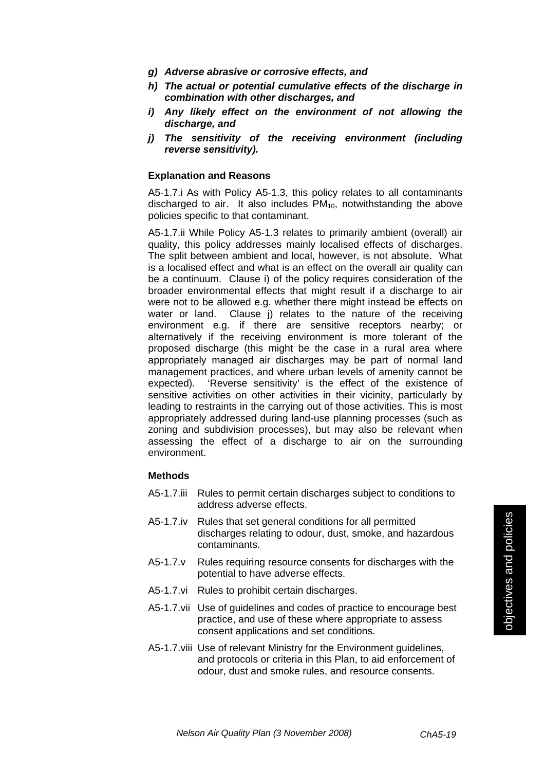*g) **Adverse abrasive or corrosive effects, and***

*h) **The actual or potential cumulative effects of the discharge in combination with other discharges, and***

*i) **Any likely effect on the environment of not allowing the discharge, and***

*j) **The sensitivity of the receiving environment (including reverse sensitivity).***

**Explanation and Reasons**

A5-1.7.i As with Policy A5-1.3, this policy relates to all contaminants discharged to air. It also includes $PM_{10}$, notwithstanding the above policies specific to that contaminant.

A5-1.7.ii While Policy A5-1.3 relates to primarily ambient (overall) air quality, this policy addresses mainly localised effects of discharges. The split between ambient and local, however, is not absolute. What is a localised effect and what is an effect on the overall air quality can be a continuum. Clause i) of the policy requires consideration of the broader environmental effects that might result if a discharge to air were not to be allowed e.g. whether there might instead be effects on water or land. Clause j) relates to the nature of the receiving environment e.g. if there are sensitive receptors nearby; or alternatively if the receiving environment is more tolerant of the proposed discharge (this might be the case in a rural area where appropriately managed air discharges may be part of normal land management practices, and where urban levels of amenity cannot be expected). 'Reverse sensitivity' is the effect of the existence of sensitive activities on other activities in their vicinity, particularly by leading to restraints in the carrying out of those activities. This is most appropriately addressed during land-use planning processes (such as zoning and subdivision processes), but may also be relevant when assessing the effect of a discharge to air on the surrounding environment.

**Methods**

A5-1.7.iii Rules to permit certain discharges subject to conditions to address adverse effects.

A5-1.7.iv Rules that set general conditions for all permitted discharges relating to odour, dust, smoke, and hazardous contaminants.

A5-1.7.v Rules requiring resource consents for discharges with the potential to have adverse effects.

A5-1.7.vi Rules to prohibit certain discharges.

A5-1.7.vii Use of guidelines and codes of practice to encourage best practice, and use of these where appropriate to assess consent applications and set conditions.

A5-1.7.viii Use of relevant Ministry for the Environment guidelines, and protocols or criteria in this Plan, to aid enforcement of odour, dust and smoke rules, and resource consents.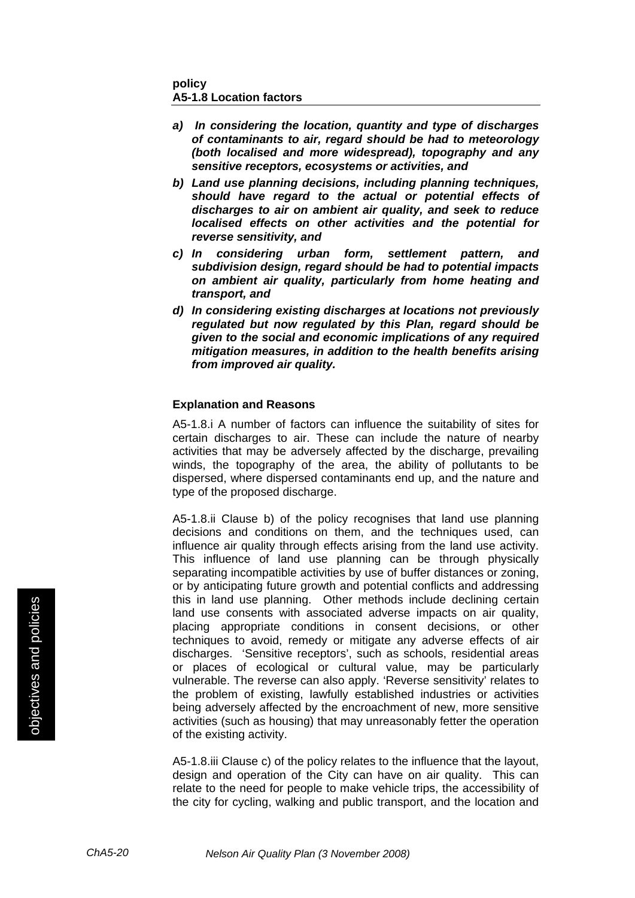**policy**
**A5-1.8 Location factors**

- ***a) In considering the location, quantity and type of discharges of contaminants to air, regard should be had to meteorology (both localised and more widespread), topography and any sensitive receptors, ecosystems or activities, and***
- ***b) Land use planning decisions, including planning techniques, should have regard to the actual or potential effects of discharges to air on ambient air quality, and seek to reduce localised effects on other activities and the potential for reverse sensitivity, and***
- ***c) In considering urban form, settlement pattern, and subdivision design, regard should be had to potential impacts on ambient air quality, particularly from home heating and transport, and***
- ***d) In considering existing discharges at locations not previously regulated but now regulated by this Plan, regard should be given to the social and economic implications of any required mitigation measures, in addition to the health benefits arising from improved air quality.***

**Explanation and Reasons**

A5-1.8.i A number of factors can influence the suitability of sites for certain discharges to air. These can include the nature of nearby activities that may be adversely affected by the discharge, prevailing winds, the topography of the area, the ability of pollutants to be dispersed, where dispersed contaminants end up, and the nature and type of the proposed discharge.

A5-1.8.ii Clause b) of the policy recognises that land use planning decisions and conditions on them, and the techniques used, can influence air quality through effects arising from the land use activity. This influence of land use planning can be through physically separating incompatible activities by use of buffer distances or zoning, or by anticipating future growth and potential conflicts and addressing this in land use planning. Other methods include declining certain land use consents with associated adverse impacts on air quality, placing appropriate conditions in consent decisions, or other techniques to avoid, remedy or mitigate any adverse effects of air discharges. 'Sensitive receptors', such as schools, residential areas or places of ecological or cultural value, may be particularly vulnerable. The reverse can also apply. 'Reverse sensitivity' relates to the problem of existing, lawfully established industries or activities being adversely affected by the encroachment of new, more sensitive activities (such as housing) that may unreasonably fetter the operation of the existing activity.

A5-1.8.iii Clause c) of the policy relates to the influence that the layout, design and operation of the City can have on air quality. This can relate to the need for people to make vehicle trips, the accessibility of the city for cycling, walking and public transport, and the location and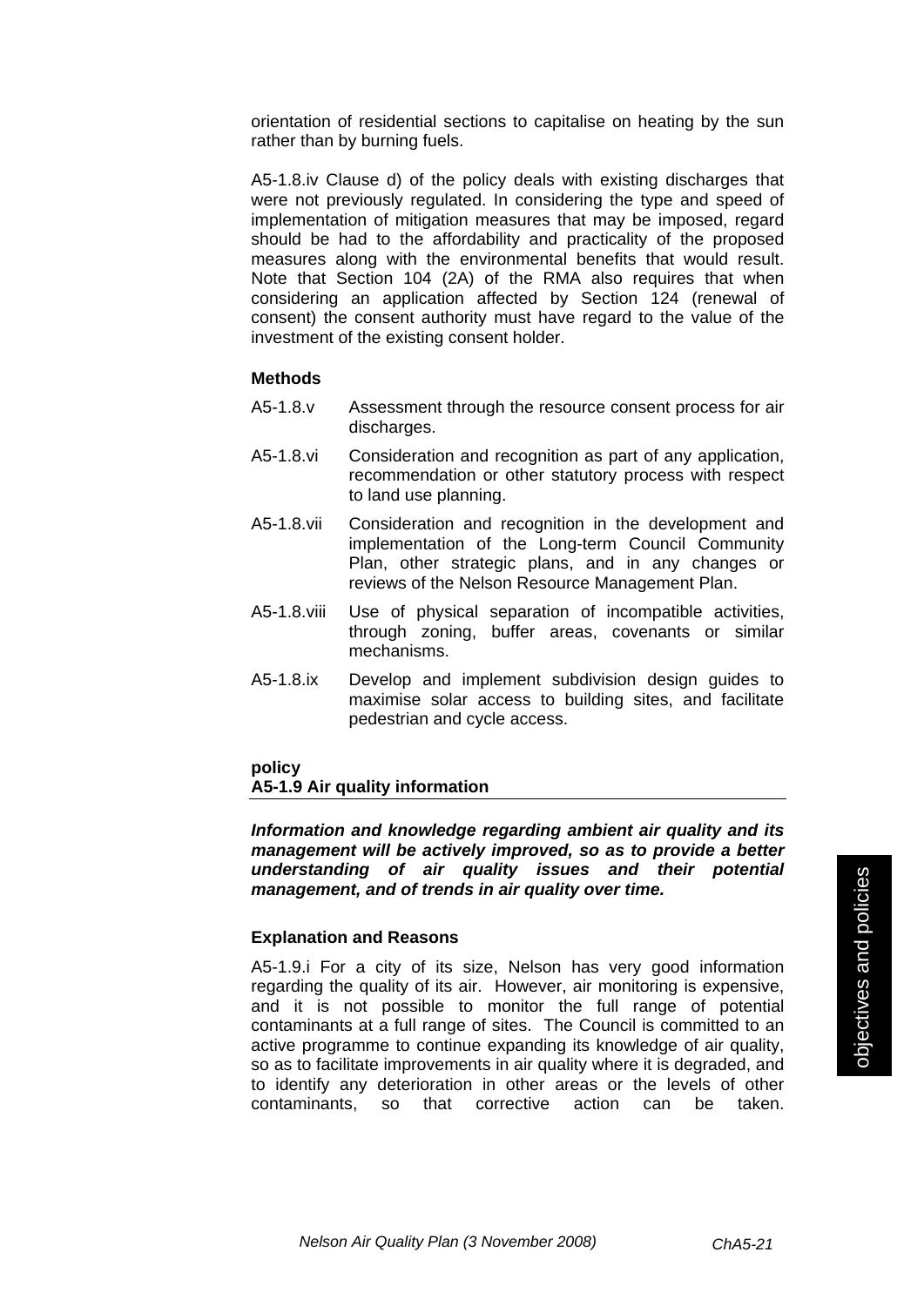orientation of residential sections to capitalise on heating by the sun rather than by burning fuels.

A5-1.8.iv Clause d) of the policy deals with existing discharges that were not previously regulated. In considering the type and speed of implementation of mitigation measures that may be imposed, regard should be had to the affordability and practicality of the proposed measures along with the environmental benefits that would result. Note that Section 104 (2A) of the RMA also requires that when considering an application affected by Section 124 (renewal of consent) the consent authority must have regard to the value of the investment of the existing consent holder.

#### Methods

A5-1.8.v Assessment through the resource consent process for air discharges.

A5-1.8.vi Consideration and recognition as part of any application, recommendation or other statutory process with respect to land use planning.

A5-1.8.vii Consideration and recognition in the development and implementation of the Long-term Council Community Plan, other strategic plans, and in any changes or reviews of the Nelson Resource Management Plan.

A5-1.8.viii Use of physical separation of incompatible activities, through zoning, buffer areas, covenants or similar mechanisms.

A5-1.8.ix Develop and implement subdivision design guides to maximise solar access to building sites, and facilitate pedestrian and cycle access.

### policy
### A5-1.9 Air quality information

***Information and knowledge regarding ambient air quality and its management will be actively improved, so as to provide a better understanding of air quality issues and their potential management, and of trends in air quality over time.***

#### Explanation and Reasons

A5-1.9.i For a city of its size, Nelson has very good information regarding the quality of its air. However, air monitoring is expensive, and it is not possible to monitor the full range of potential contaminants at a full range of sites. The Council is committed to an active programme to continue expanding its knowledge of air quality, so as to facilitate improvements in air quality where it is degraded, and to identify any deterioration in other areas or the levels of other contaminants, so that corrective action can be taken.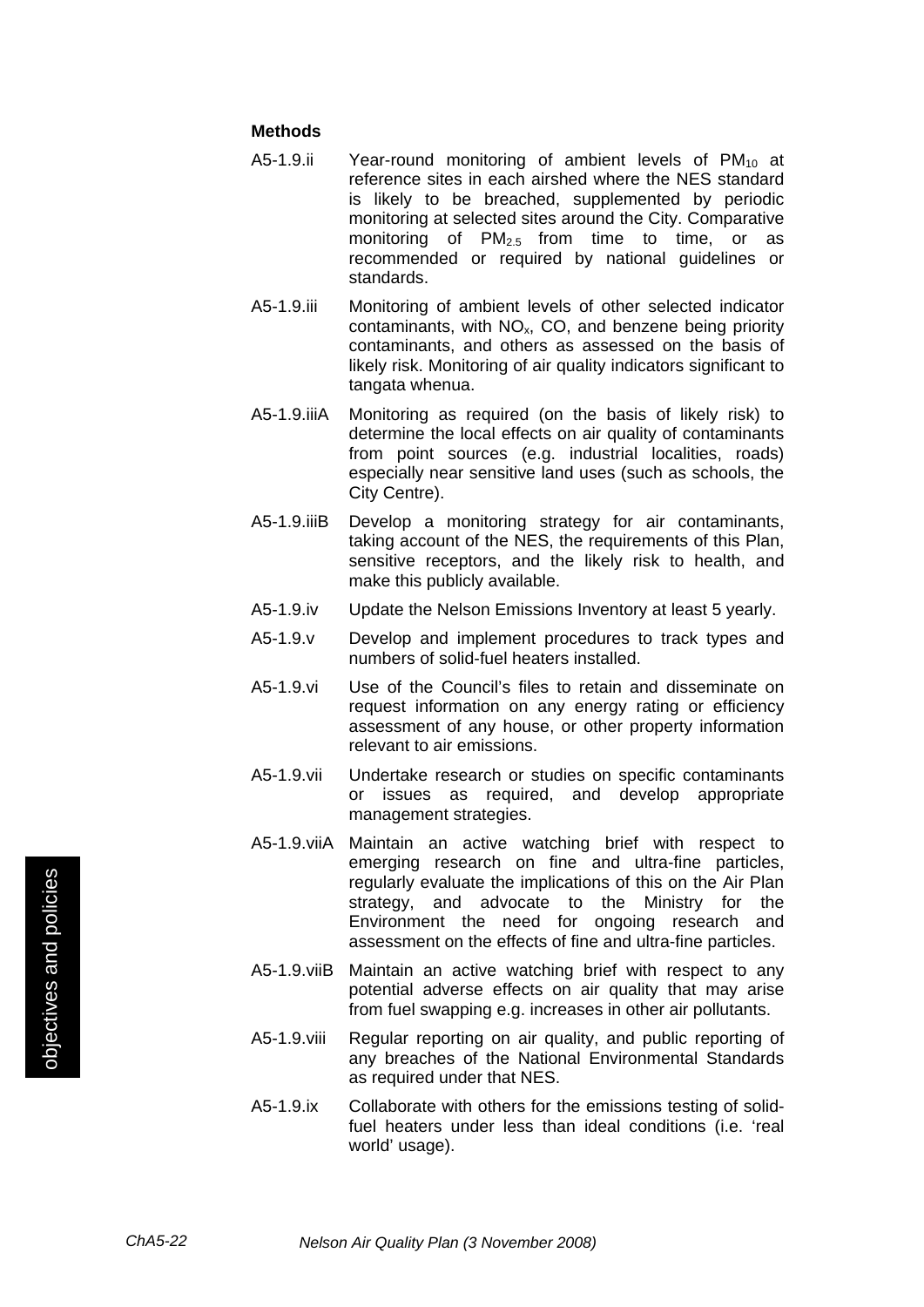**Methods**

A5-1.9.ii Year-round monitoring of ambient levels of $PM_{10}$ at reference sites in each airshed where the NES standard is likely to be breached, supplemented by periodic monitoring at selected sites around the City. Comparative monitoring of $PM_{2.5}$ from time to time, or as recommended or required by national guidelines or standards.

A5-1.9.iii Monitoring of ambient levels of other selected indicator contaminants, with $NO_x$, CO, and benzene being priority contaminants, and others as assessed on the basis of likely risk. Monitoring of air quality indicators significant to tangata whenua.

A5-1.9.iiiA Monitoring as required (on the basis of likely risk) to determine the local effects on air quality of contaminants from point sources (e.g. industrial localities, roads) especially near sensitive land uses (such as schools, the City Centre).

A5-1.9.iiiB Develop a monitoring strategy for air contaminants, taking account of the NES, the requirements of this Plan, sensitive receptors, and the likely risk to health, and make this publicly available.

A5-1.9.iv Update the Nelson Emissions Inventory at least 5 yearly.

A5-1.9.v Develop and implement procedures to track types and numbers of solid-fuel heaters installed.

A5-1.9.vi Use of the Council's files to retain and disseminate on request information on any energy rating or efficiency assessment of any house, or other property information relevant to air emissions.

A5-1.9.vii Undertake research or studies on specific contaminants or issues as required, and develop appropriate management strategies.

A5-1.9.viiA Maintain an active watching brief with respect to emerging research on fine and ultra-fine particles, regularly evaluate the implications of this on the Air Plan strategy, and advocate to the Ministry for the Environment the need for ongoing research and assessment on the effects of fine and ultra-fine particles.

A5-1.9.viiB Maintain an active watching brief with respect to any potential adverse effects on air quality that may arise from fuel swapping e.g. increases in other air pollutants.

A5-1.9.viii Regular reporting on air quality, and public reporting of any breaches of the National Environmental Standards as required under that NES.

A5-1.9.ix Collaborate with others for the emissions testing of solid-fuel heaters under less than ideal conditions (i.e. 'real world' usage).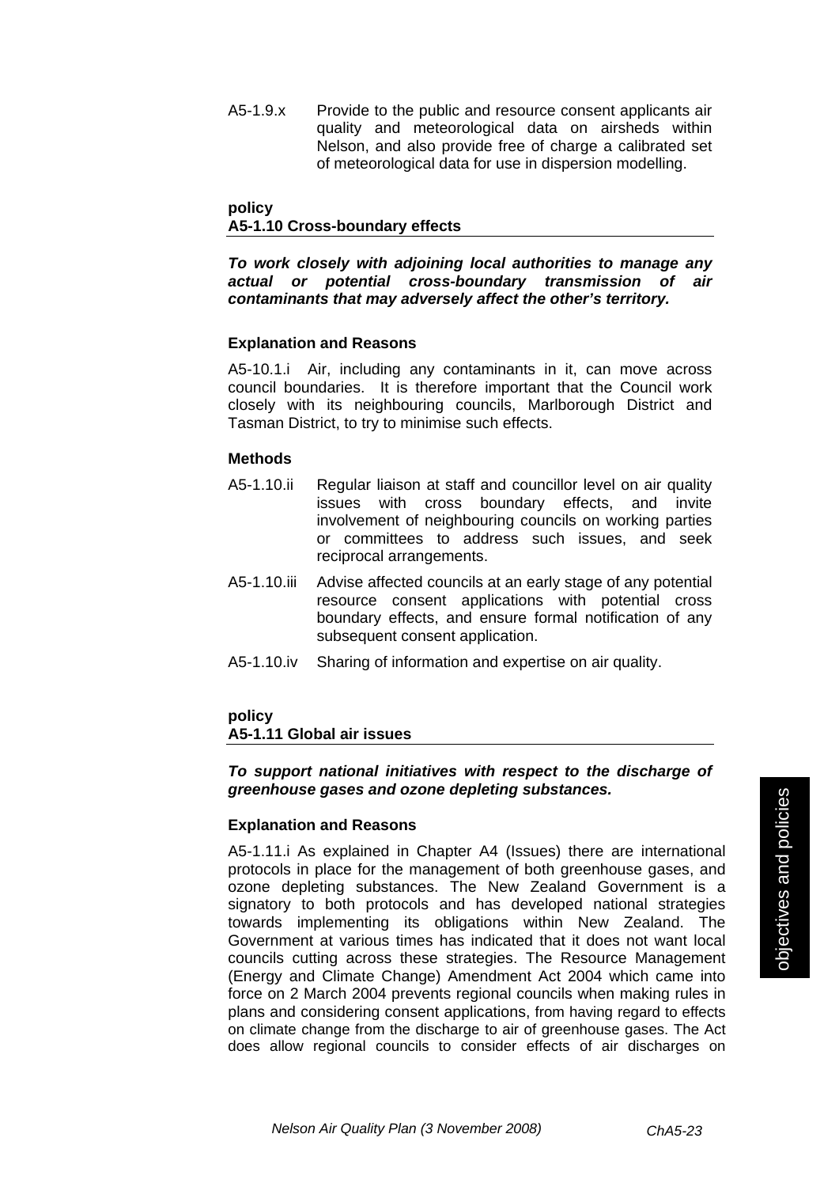A5-1.9.x Provide to the public and resource consent applicants air quality and meteorological data on airsheds within Nelson, and also provide free of charge a calibrated set of meteorological data for use in dispersion modelling.

**policy**
**A5-1.10 Cross-boundary effects**

***To work closely with adjoining local authorities to manage any actual or potential cross-boundary transmission of air contaminants that may adversely affect the other's territory.***

**Explanation and Reasons**

A5-10.1.i Air, including any contaminants in it, can move across council boundaries. It is therefore important that the Council work closely with its neighbouring councils, Marlborough District and Tasman District, to try to minimise such effects.

**Methods**

A5-1.10.ii Regular liaison at staff and councillor level on air quality issues with cross boundary effects, and invite involvement of neighbouring councils on working parties or committees to address such issues, and seek reciprocal arrangements.

A5-1.10.iii Advise affected councils at an early stage of any potential resource consent applications with potential cross boundary effects, and ensure formal notification of any subsequent consent application.

A5-1.10.iv Sharing of information and expertise on air quality.

**policy**
**A5-1.11 Global air issues**

***To support national initiatives with respect to the discharge of greenhouse gases and ozone depleting substances.***

**Explanation and Reasons**

A5-1.11.i As explained in Chapter A4 (Issues) there are international protocols in place for the management of both greenhouse gases, and ozone depleting substances. The New Zealand Government is a signatory to both protocols and has developed national strategies towards implementing its obligations within New Zealand. The Government at various times has indicated that it does not want local councils cutting across these strategies. The Resource Management (Energy and Climate Change) Amendment Act 2004 which came into force on 2 March 2004 prevents regional councils when making rules in plans and considering consent applications, from having regard to effects on climate change from the discharge to air of greenhouse gases. The Act does allow regional councils to consider effects of air discharges on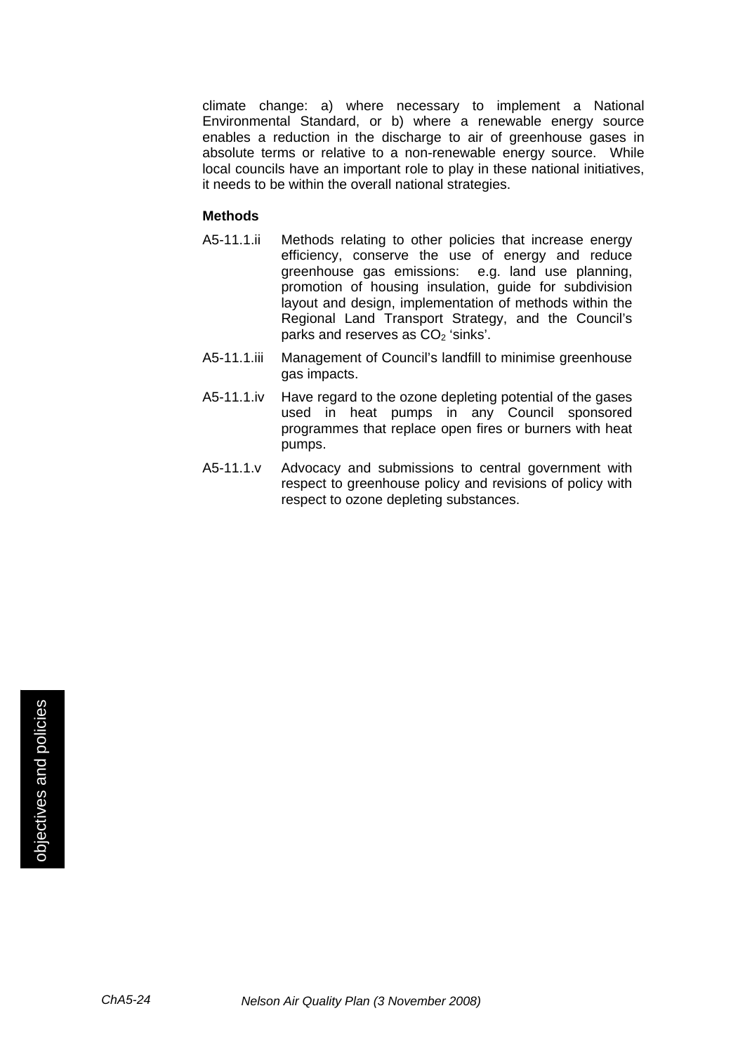climate change: a) where necessary to implement a National Environmental Standard, or b) where a renewable energy source enables a reduction in the discharge to air of greenhouse gases in absolute terms or relative to a non-renewable energy source. While local councils have an important role to play in these national initiatives, it needs to be within the overall national strategies.

**Methods**

A5-11.1.ii Methods relating to other policies that increase energy efficiency, conserve the use of energy and reduce greenhouse gas emissions: e.g. land use planning, promotion of housing insulation, guide for subdivision layout and design, implementation of methods within the Regional Land Transport Strategy, and the Council's parks and reserves as $CO_2$ 'sinks'.

A5-11.1.iii Management of Council's landfill to minimise greenhouse gas impacts.

A5-11.1.iv Have regard to the ozone depleting potential of the gases used in heat pumps in any Council sponsored programmes that replace open fires or burners with heat pumps.

A5-11.1.v Advocacy and submissions to central government with respect to greenhouse policy and revisions of policy with respect to ozone depleting substances.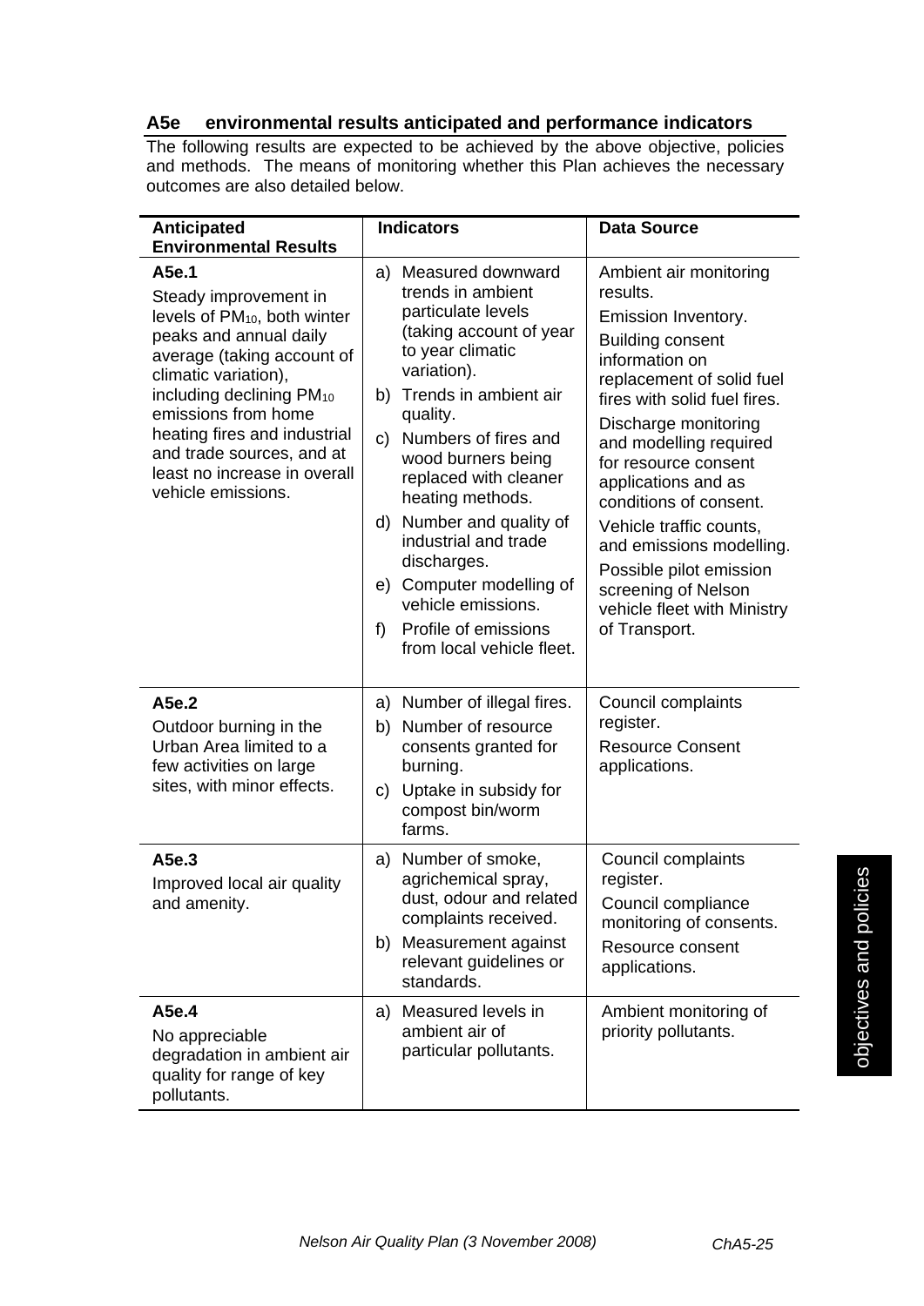### A5e environmental results anticipated and performance indicators

The following results are expected to be achieved by the above objective, policies and methods. The means of monitoring whether this Plan achieves the necessary outcomes are also detailed below.

| Anticipated Environmental Results | Indicators | Data Source |
|---|---|---|
| **A5e.1**<br>Steady improvement in levels of $PM_{10}$, both winter peaks and annual daily average (taking account of climatic variation), including declining $PM_{10}$ emissions from home heating fires and industrial and trade sources, and at least no increase in overall vehicle emissions. | a) Measured downward trends in ambient particulate levels (taking account of year to year climatic variation).<br>b) Trends in ambient air quality.<br>c) Numbers of fires and wood burners being replaced with cleaner heating methods.<br>d) Number and quality of industrial and trade discharges.<br>e) Computer modelling of vehicle emissions.<br>f) Profile of emissions from local vehicle fleet. | Ambient air monitoring results.<br>Emission Inventory.<br>Building consent information on replacement of solid fuel fires with solid fuel fires.<br>Discharge monitoring and modelling required for resource consent applications and as conditions of consent.<br>Vehicle traffic counts, and emissions modelling.<br>Possible pilot emission screening of Nelson vehicle fleet with Ministry of Transport. |
| **A5e.2**<br>Outdoor burning in the Urban Area limited to a few activities on large sites, with minor effects. | a) Number of illegal fires.<br>b) Number of resource consents granted for burning.<br>c) Uptake in subsidy for compost bin/worm farms. | Council complaints register.<br>Resource Consent applications. |
| **A5e.3**<br>Improved local air quality and amenity. | a) Number of smoke, agrichemical spray, dust, odour and related complaints received.<br>b) Measurement against relevant guidelines or standards. | Council complaints register.<br>Council compliance monitoring of consents.<br>Resource consent applications. |
| **A5e.4**<br>No appreciable degradation in ambient air quality for range of key pollutants. | a) Measured levels in ambient air of particular pollutants. | Ambient monitoring of priority pollutants. |